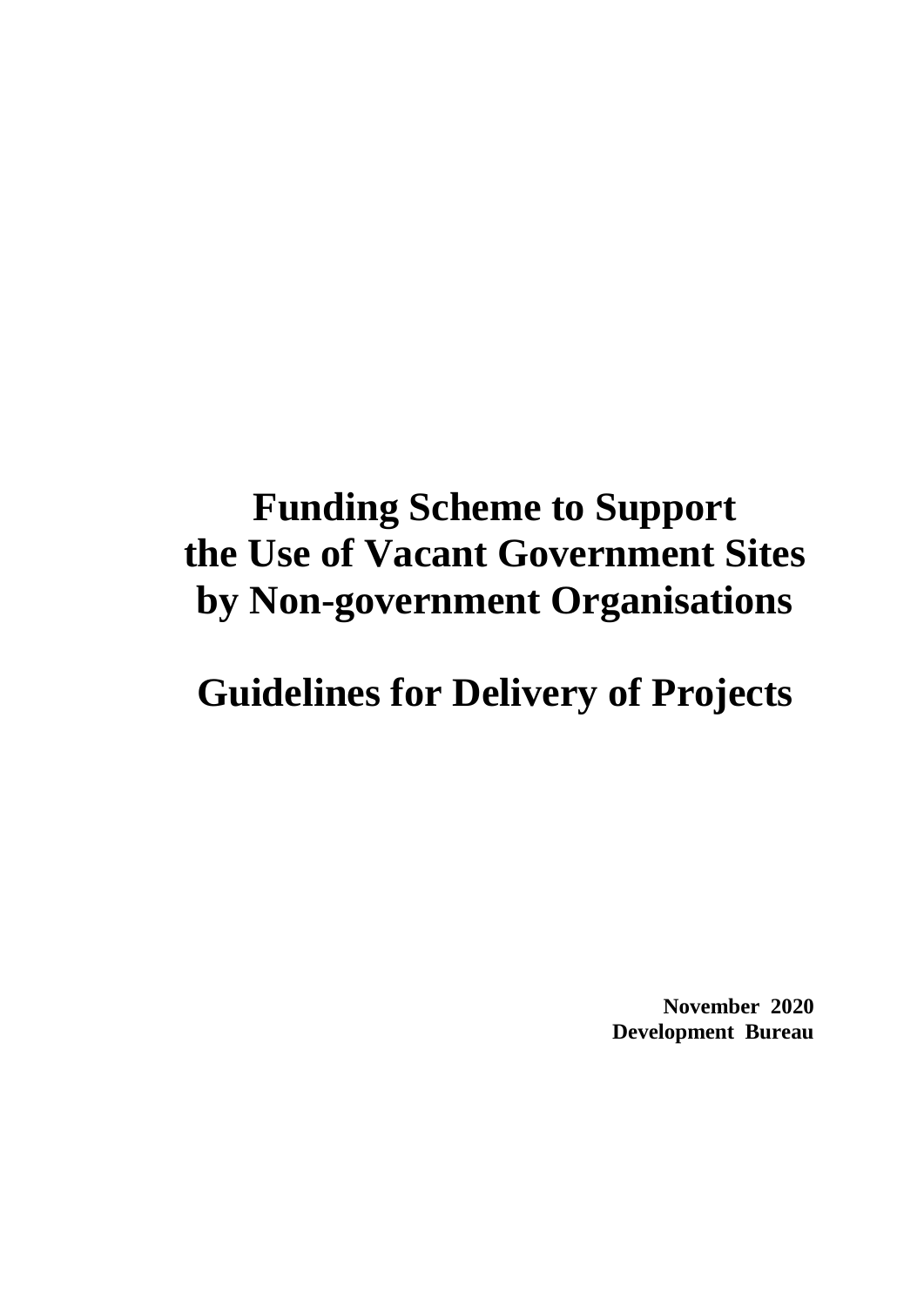# Funding Scheme to Support the Use of Vacant Government Sites by Non-government Organisations

# Guidelines for Delivery of Projects

**November 2020**
**Development Bureau**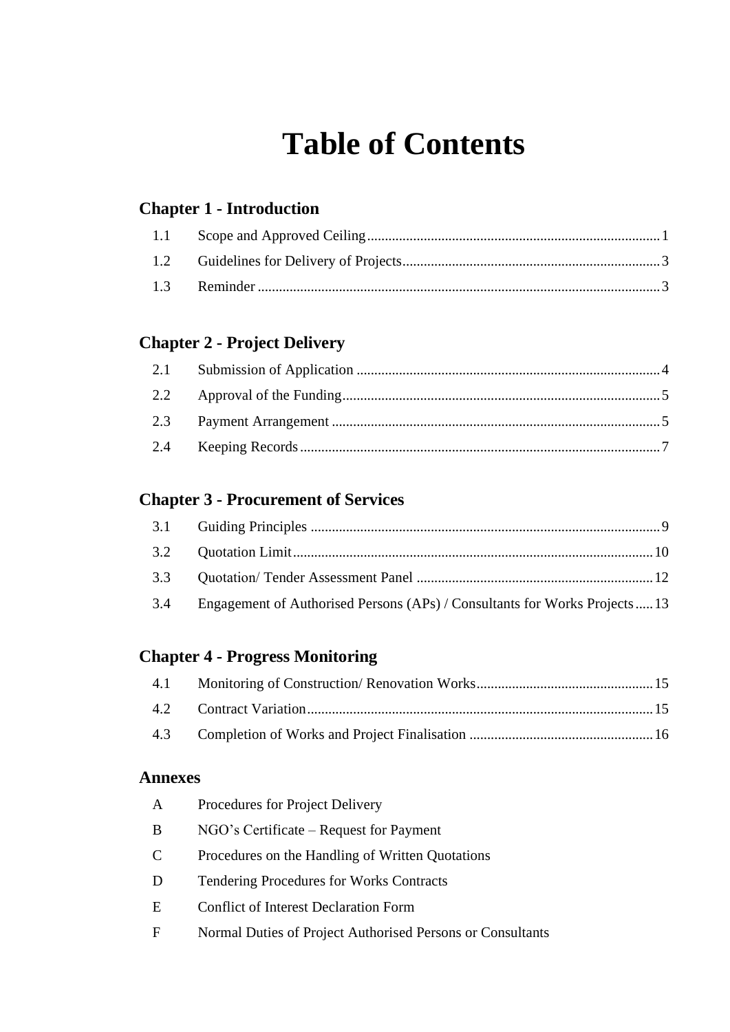# Table of Contents

## Chapter 1 - Introduction

| | | |
|---|---|---|
| 1.1 | Scope and Approved Ceiling | 1 |
| 1.2 | Guidelines for Delivery of Projects | 3 |
| 1.3 | Reminder | 3 |

## Chapter 2 - Project Delivery

| | | |
|---|---|---|
| 2.1 | Submission of Application | 4 |
| 2.2 | Approval of the Funding | 5 |
| 2.3 | Payment Arrangement | 5 |
| 2.4 | Keeping Records | 7 |

## Chapter 3 - Procurement of Services

| | | |
|---|---|---|
| 3.1 | Guiding Principles | 9 |
| 3.2 | Quotation Limit | 10 |
| 3.3 | Quotation/ Tender Assessment Panel | 12 |
| 3.4 | Engagement of Authorised Persons (APs) / Consultants for Works Projects | 13 |

## Chapter 4 - Progress Monitoring

| | | |
|---|---|---|
| 4.1 | Monitoring of Construction/ Renovation Works | 15 |
| 4.2 | Contract Variation | 15 |
| 4.3 | Completion of Works and Project Finalisation | 16 |

## Annexes

| | |
|---|---|
| A | Procedures for Project Delivery |
| B | NGO's Certificate – Request for Payment |
| C | Procedures on the Handling of Written Quotations |
| D | Tendering Procedures for Works Contracts |
| E | Conflict of Interest Declaration Form |
| F | Normal Duties of Project Authorised Persons or Consultants |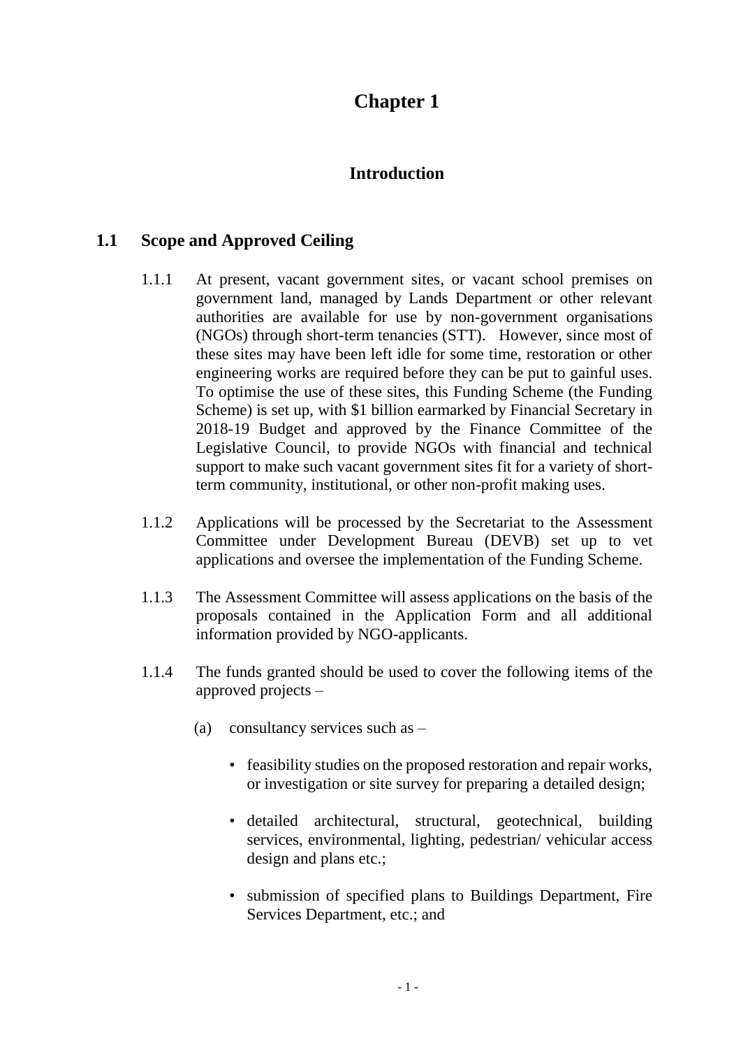# Chapter 1

## Introduction

### 1.1 Scope and Approved Ceiling

1.1.1 At present, vacant government sites, or vacant school premises on government land, managed by Lands Department or other relevant authorities are available for use by non-government organisations (NGOs) through short-term tenancies (STT). However, since most of these sites may have been left idle for some time, restoration or other engineering works are required before they can be put to gainful uses. To optimise the use of these sites, this Funding Scheme (the Funding Scheme) is set up, with $1 billion earmarked by Financial Secretary in 2018-19 Budget and approved by the Finance Committee of the Legislative Council, to provide NGOs with financial and technical support to make such vacant government sites fit for a variety of short-term community, institutional, or other non-profit making uses.

1.1.2 Applications will be processed by the Secretariat to the Assessment Committee under Development Bureau (DEVB) set up to vet applications and oversee the implementation of the Funding Scheme.

1.1.3 The Assessment Committee will assess applications on the basis of the proposals contained in the Application Form and all additional information provided by NGO-applicants.

1.1.4 The funds granted should be used to cover the following items of the approved projects –

(a) consultancy services such as –

- feasibility studies on the proposed restoration and repair works, or investigation or site survey for preparing a detailed design;
- detailed architectural, structural, geotechnical, building services, environmental, lighting, pedestrian/ vehicular access design and plans etc.;
- submission of specified plans to Buildings Department, Fire Services Department, etc.; and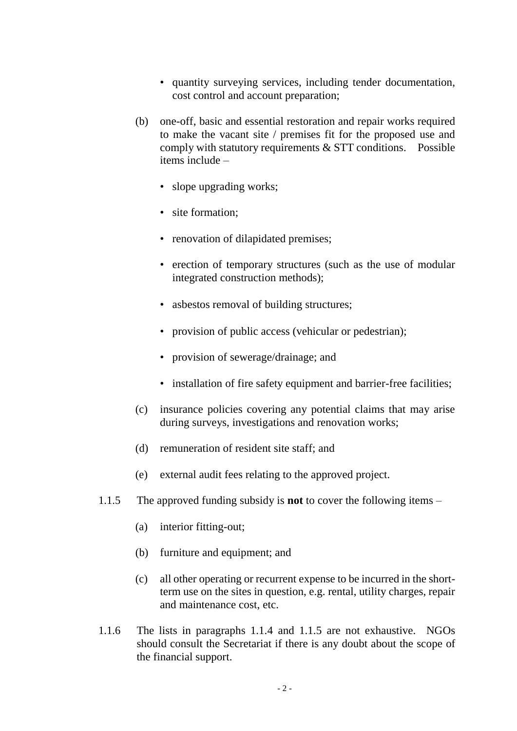- quantity surveying services, including tender documentation, cost control and account preparation;

(b) one-off, basic and essential restoration and repair works required to make the vacant site / premises fit for the proposed use and comply with statutory requirements & STT conditions. Possible items include –

- slope upgrading works;
- site formation;
- renovation of dilapidated premises;
- erection of temporary structures (such as the use of modular integrated construction methods);
- asbestos removal of building structures;
- provision of public access (vehicular or pedestrian);
- provision of sewerage/drainage; and
- installation of fire safety equipment and barrier-free facilities;

(c) insurance policies covering any potential claims that may arise during surveys, investigations and renovation works;

(d) remuneration of resident site staff; and

(e) external audit fees relating to the approved project.

1.1.5 The approved funding subsidy is **not** to cover the following items –

(a) interior fitting-out;

(b) furniture and equipment; and

(c) all other operating or recurrent expense to be incurred in the short-term use on the sites in question, e.g. rental, utility charges, repair and maintenance cost, etc.

1.1.6 The lists in paragraphs 1.1.4 and 1.1.5 are not exhaustive. NGOs should consult the Secretariat if there is any doubt about the scope of the financial support.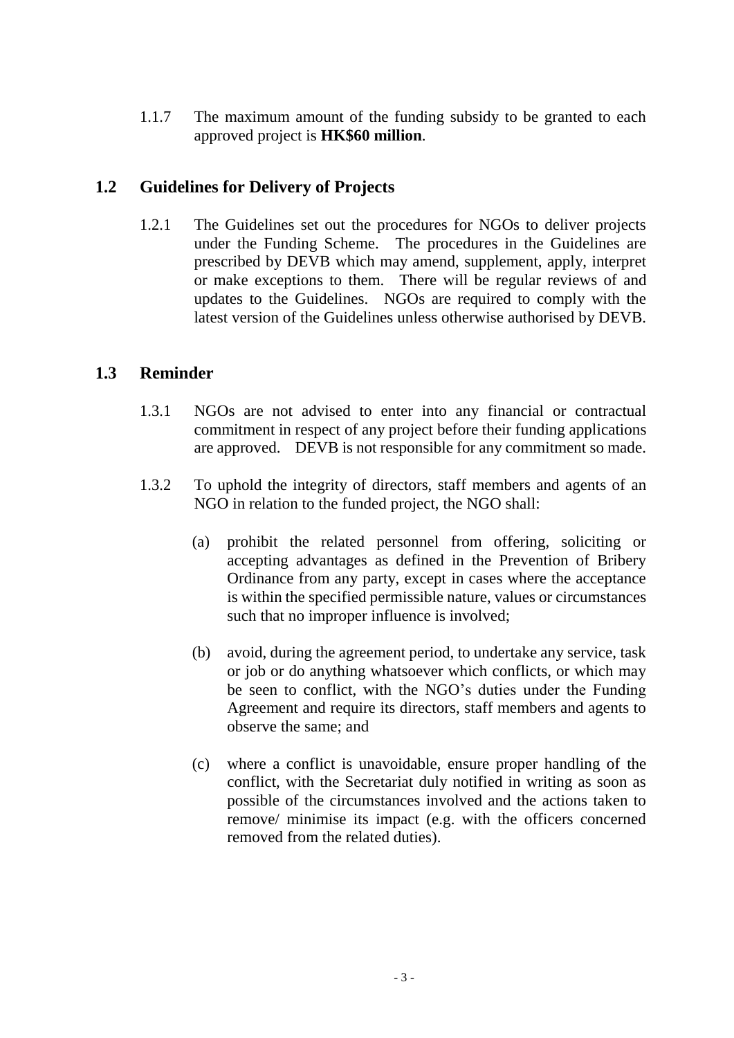1.1.7 The maximum amount of the funding subsidy to be granted to each approved project is **HK$60 million**.

## 1.2 Guidelines for Delivery of Projects

1.2.1 The Guidelines set out the procedures for NGOs to deliver projects under the Funding Scheme. The procedures in the Guidelines are prescribed by DEVB which may amend, supplement, apply, interpret or make exceptions to them. There will be regular reviews of and updates to the Guidelines. NGOs are required to comply with the latest version of the Guidelines unless otherwise authorised by DEVB.

## 1.3 Reminder

1.3.1 NGOs are not advised to enter into any financial or contractual commitment in respect of any project before their funding applications are approved. DEVB is not responsible for any commitment so made.

1.3.2 To uphold the integrity of directors, staff members and agents of an NGO in relation to the funded project, the NGO shall:

(a) prohibit the related personnel from offering, soliciting or accepting advantages as defined in the Prevention of Bribery Ordinance from any party, except in cases where the acceptance is within the specified permissible nature, values or circumstances such that no improper influence is involved;

(b) avoid, during the agreement period, to undertake any service, task or job or do anything whatsoever which conflicts, or which may be seen to conflict, with the NGO's duties under the Funding Agreement and require its directors, staff members and agents to observe the same; and

(c) where a conflict is unavoidable, ensure proper handling of the conflict, with the Secretariat duly notified in writing as soon as possible of the circumstances involved and the actions taken to remove/ minimise its impact (e.g. with the officers concerned removed from the related duties).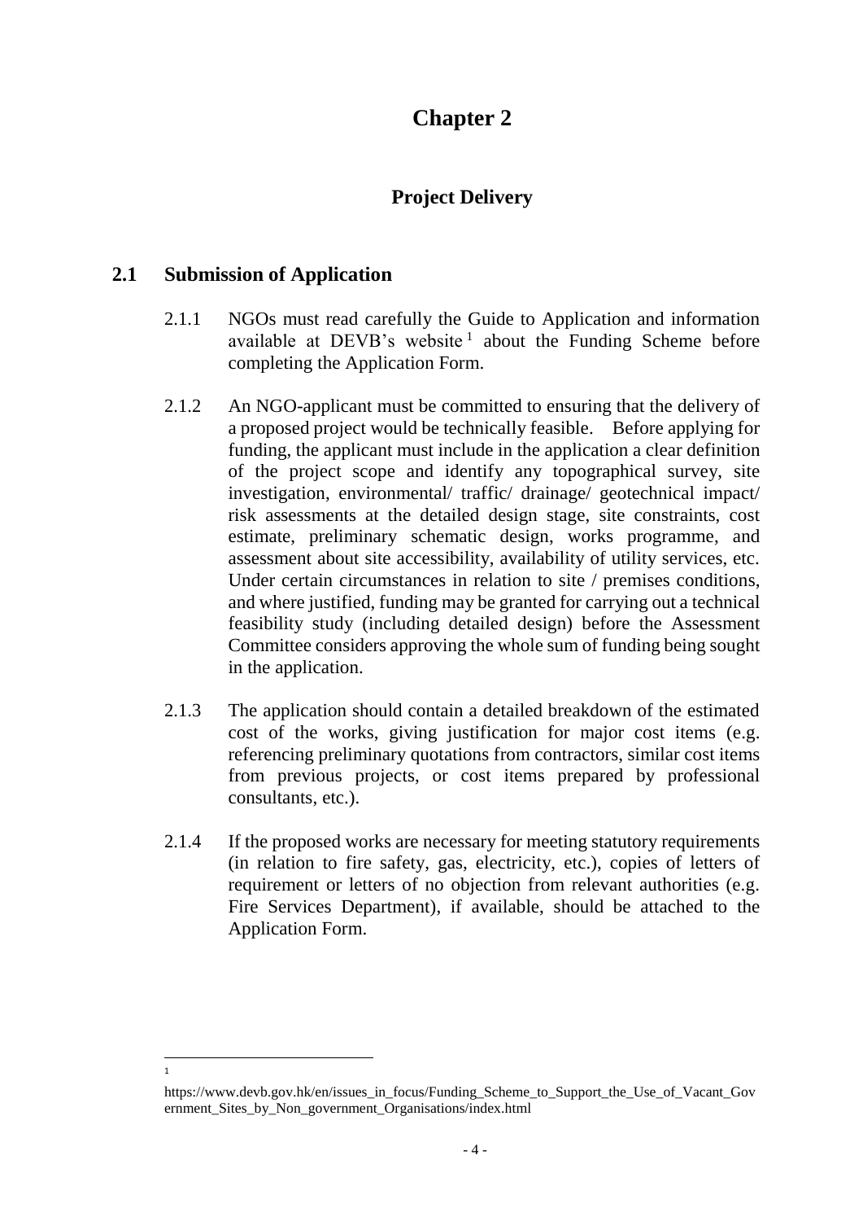# Chapter 2

## Project Delivery

### 2.1 Submission of Application

2.1.1 NGOs must read carefully the Guide to Application and information available at DEVB's website[1] about the Funding Scheme before completing the Application Form.

2.1.2 An NGO-applicant must be committed to ensuring that the delivery of a proposed project would be technically feasible. Before applying for funding, the applicant must include in the application a clear definition of the project scope and identify any topographical survey, site investigation, environmental/ traffic/ drainage/ geotechnical impact/ risk assessments at the detailed design stage, site constraints, cost estimate, preliminary schematic design, works programme, and assessment about site accessibility, availability of utility services, etc. Under certain circumstances in relation to site / premises conditions, and where justified, funding may be granted for carrying out a technical feasibility study (including detailed design) before the Assessment Committee considers approving the whole sum of funding being sought in the application.

2.1.3 The application should contain a detailed breakdown of the estimated cost of the works, giving justification for major cost items (e.g. referencing preliminary quotations from contractors, similar cost items from previous projects, or cost items prepared by professional consultants, etc.).

2.1.4 If the proposed works are necessary for meeting statutory requirements (in relation to fire safety, gas, electricity, etc.), copies of letters of requirement or letters of no objection from relevant authorities (e.g. Fire Services Department), if available, should be attached to the Application Form.

---

[1] https://www.devb.gov.hk/en/issues_in_focus/Funding_Scheme_to_Support_the_Use_of_Vacant_Government_Sites_by_Non_government_Organisations/index.html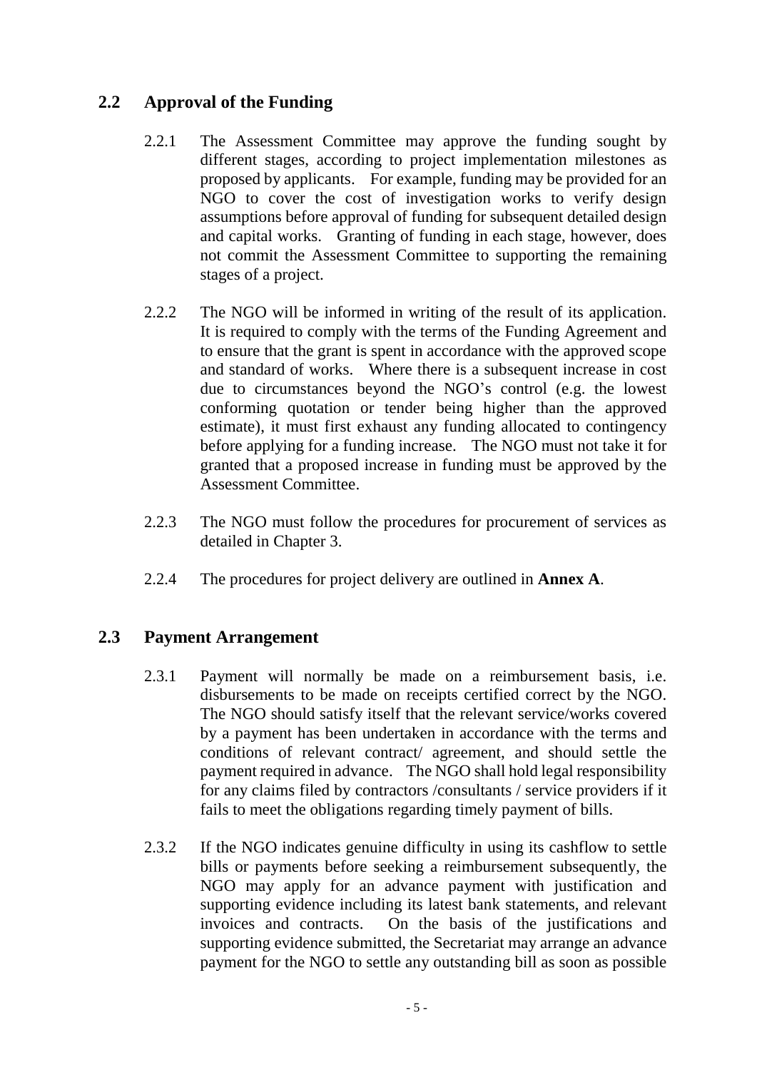## 2.2 Approval of the Funding

2.2.1 The Assessment Committee may approve the funding sought by different stages, according to project implementation milestones as proposed by applicants. For example, funding may be provided for an NGO to cover the cost of investigation works to verify design assumptions before approval of funding for subsequent detailed design and capital works. Granting of funding in each stage, however, does not commit the Assessment Committee to supporting the remaining stages of a project.

2.2.2 The NGO will be informed in writing of the result of its application. It is required to comply with the terms of the Funding Agreement and to ensure that the grant is spent in accordance with the approved scope and standard of works. Where there is a subsequent increase in cost due to circumstances beyond the NGO's control (e.g. the lowest conforming quotation or tender being higher than the approved estimate), it must first exhaust any funding allocated to contingency before applying for a funding increase. The NGO must not take it for granted that a proposed increase in funding must be approved by the Assessment Committee.

2.2.3 The NGO must follow the procedures for procurement of services as detailed in Chapter 3.

2.2.4 The procedures for project delivery are outlined in **Annex A**.

## 2.3 Payment Arrangement

2.3.1 Payment will normally be made on a reimbursement basis, i.e. disbursements to be made on receipts certified correct by the NGO. The NGO should satisfy itself that the relevant service/works covered by a payment has been undertaken in accordance with the terms and conditions of relevant contract/ agreement, and should settle the payment required in advance. The NGO shall hold legal responsibility for any claims filed by contractors /consultants / service providers if it fails to meet the obligations regarding timely payment of bills.

2.3.2 If the NGO indicates genuine difficulty in using its cashflow to settle bills or payments before seeking a reimbursement subsequently, the NGO may apply for an advance payment with justification and supporting evidence including its latest bank statements, and relevant invoices and contracts. On the basis of the justifications and supporting evidence submitted, the Secretariat may arrange an advance payment for the NGO to settle any outstanding bill as soon as possible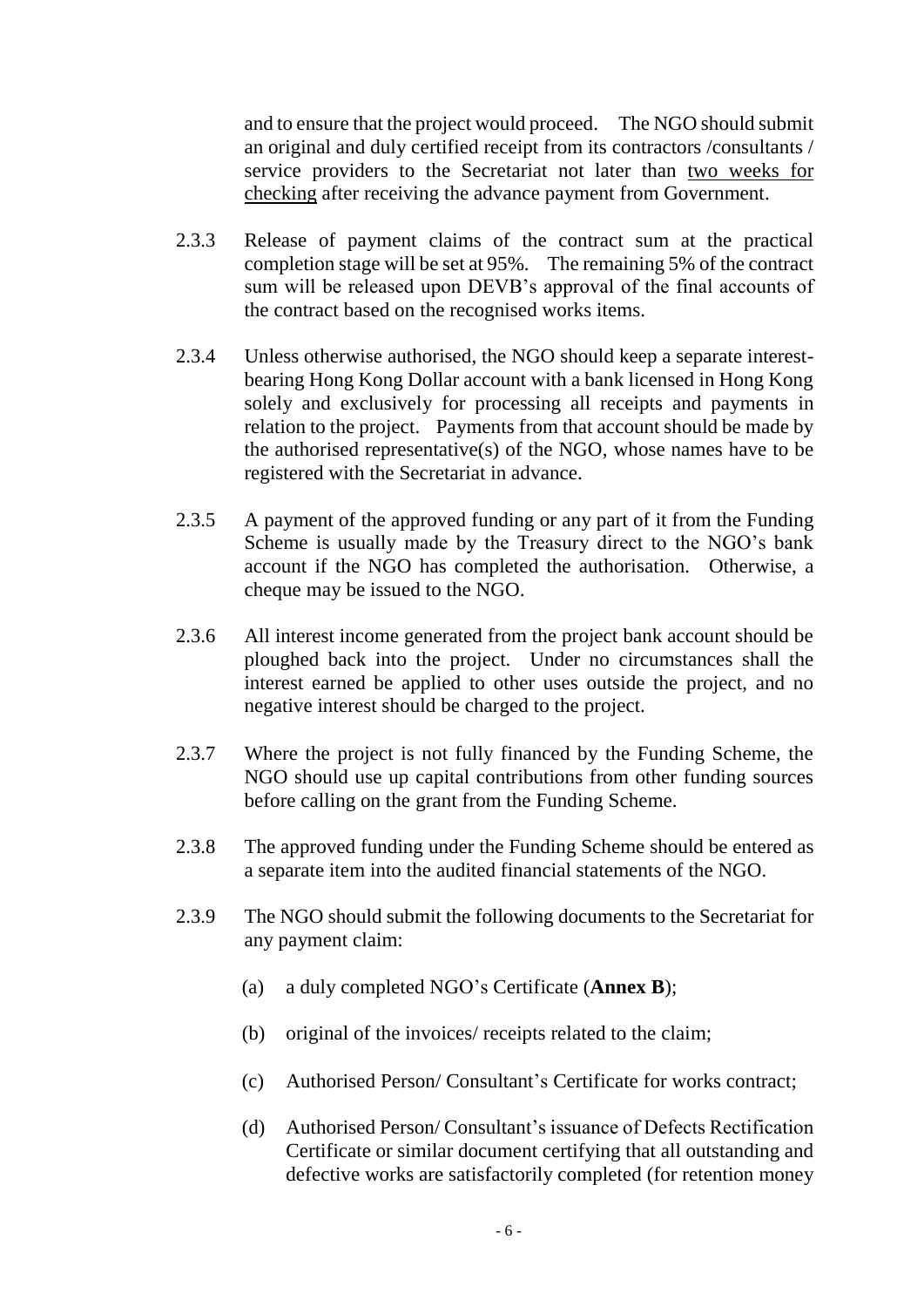and to ensure that the project would proceed. The NGO should submit an original and duly certified receipt from its contractors /consultants / service providers to the Secretariat not later than <u>two weeks for checking</u> after receiving the advance payment from Government.

2.3.3 Release of payment claims of the contract sum at the practical completion stage will be set at 95%. The remaining 5% of the contract sum will be released upon DEVB's approval of the final accounts of the contract based on the recognised works items.

2.3.4 Unless otherwise authorised, the NGO should keep a separate interest-bearing Hong Kong Dollar account with a bank licensed in Hong Kong solely and exclusively for processing all receipts and payments in relation to the project. Payments from that account should be made by the authorised representative(s) of the NGO, whose names have to be registered with the Secretariat in advance.

2.3.5 A payment of the approved funding or any part of it from the Funding Scheme is usually made by the Treasury direct to the NGO's bank account if the NGO has completed the authorisation. Otherwise, a cheque may be issued to the NGO.

2.3.6 All interest income generated from the project bank account should be ploughed back into the project. Under no circumstances shall the interest earned be applied to other uses outside the project, and no negative interest should be charged to the project.

2.3.7 Where the project is not fully financed by the Funding Scheme, the NGO should use up capital contributions from other funding sources before calling on the grant from the Funding Scheme.

2.3.8 The approved funding under the Funding Scheme should be entered as a separate item into the audited financial statements of the NGO.

2.3.9 The NGO should submit the following documents to the Secretariat for any payment claim:

(a) a duly completed NGO's Certificate (**Annex B**);

(b) original of the invoices/ receipts related to the claim;

(c) Authorised Person/ Consultant's Certificate for works contract;

(d) Authorised Person/ Consultant's issuance of Defects Rectification Certificate or similar document certifying that all outstanding and defective works are satisfactorily completed (for retention money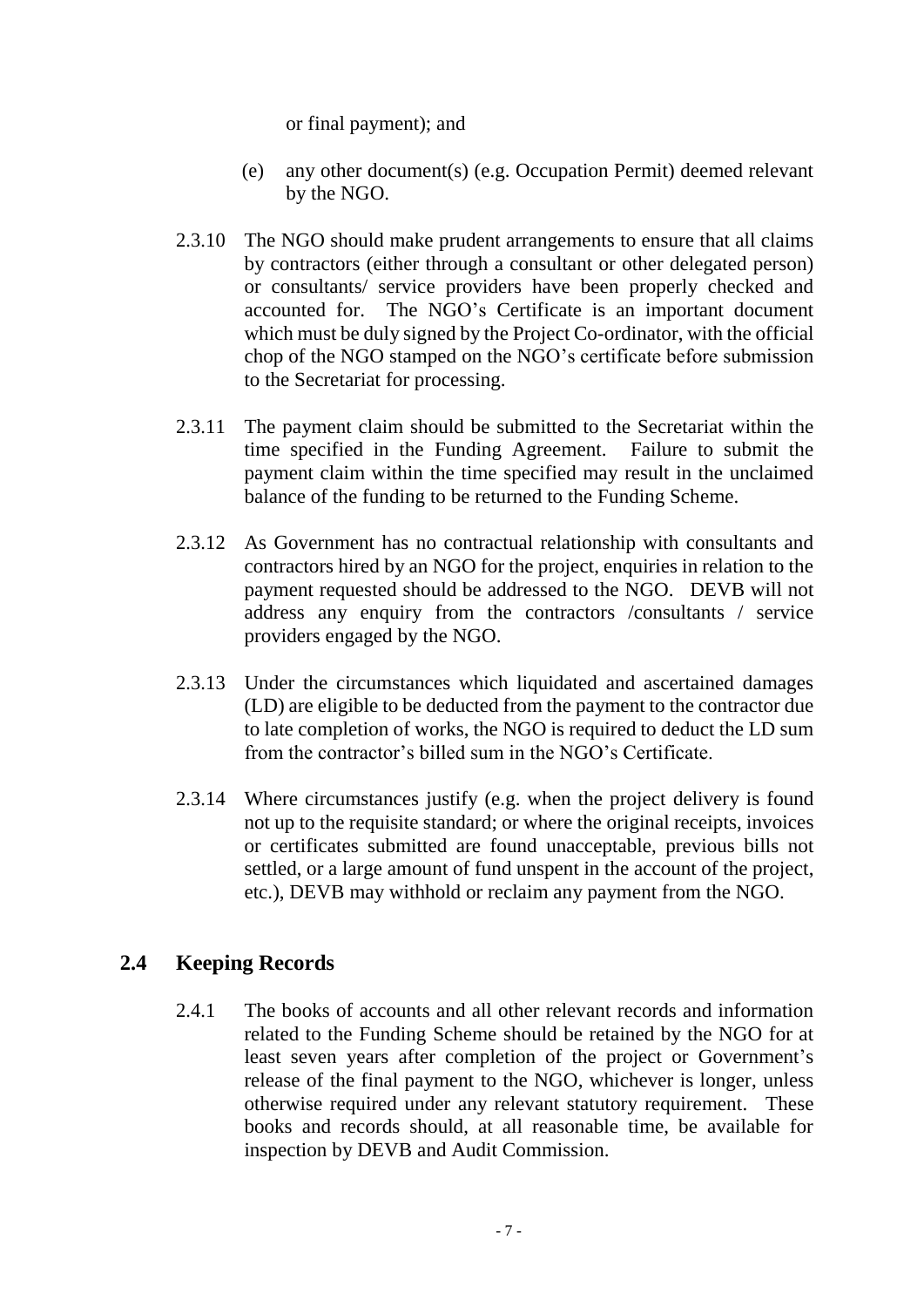or final payment); and

(e) any other document(s) (e.g. Occupation Permit) deemed relevant by the NGO.

2.3.10 The NGO should make prudent arrangements to ensure that all claims by contractors (either through a consultant or other delegated person) or consultants/ service providers have been properly checked and accounted for. The NGO's Certificate is an important document which must be duly signed by the Project Co-ordinator, with the official chop of the NGO stamped on the NGO's certificate before submission to the Secretariat for processing.

2.3.11 The payment claim should be submitted to the Secretariat within the time specified in the Funding Agreement. Failure to submit the payment claim within the time specified may result in the unclaimed balance of the funding to be returned to the Funding Scheme.

2.3.12 As Government has no contractual relationship with consultants and contractors hired by an NGO for the project, enquiries in relation to the payment requested should be addressed to the NGO. DEVB will not address any enquiry from the contractors /consultants / service providers engaged by the NGO.

2.3.13 Under the circumstances which liquidated and ascertained damages (LD) are eligible to be deducted from the payment to the contractor due to late completion of works, the NGO is required to deduct the LD sum from the contractor's billed sum in the NGO's Certificate.

2.3.14 Where circumstances justify (e.g. when the project delivery is found not up to the requisite standard; or where the original receipts, invoices or certificates submitted are found unacceptable, previous bills not settled, or a large amount of fund unspent in the account of the project, etc.), DEVB may withhold or reclaim any payment from the NGO.

## 2.4 Keeping Records

2.4.1 The books of accounts and all other relevant records and information related to the Funding Scheme should be retained by the NGO for at least seven years after completion of the project or Government's release of the final payment to the NGO, whichever is longer, unless otherwise required under any relevant statutory requirement. These books and records should, at all reasonable time, be available for inspection by DEVB and Audit Commission.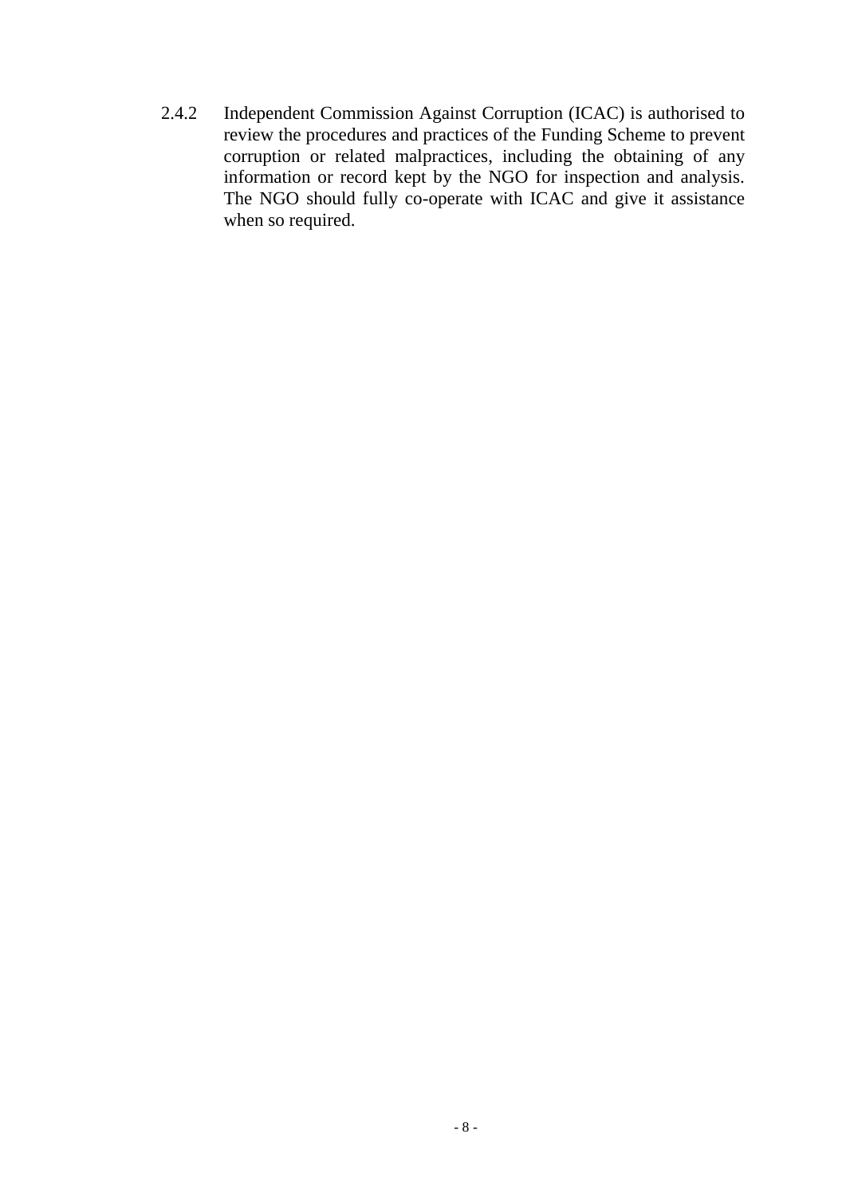2.4.2 Independent Commission Against Corruption (ICAC) is authorised to review the procedures and practices of the Funding Scheme to prevent corruption or related malpractices, including the obtaining of any information or record kept by the NGO for inspection and analysis. The NGO should fully co-operate with ICAC and give it assistance when so required.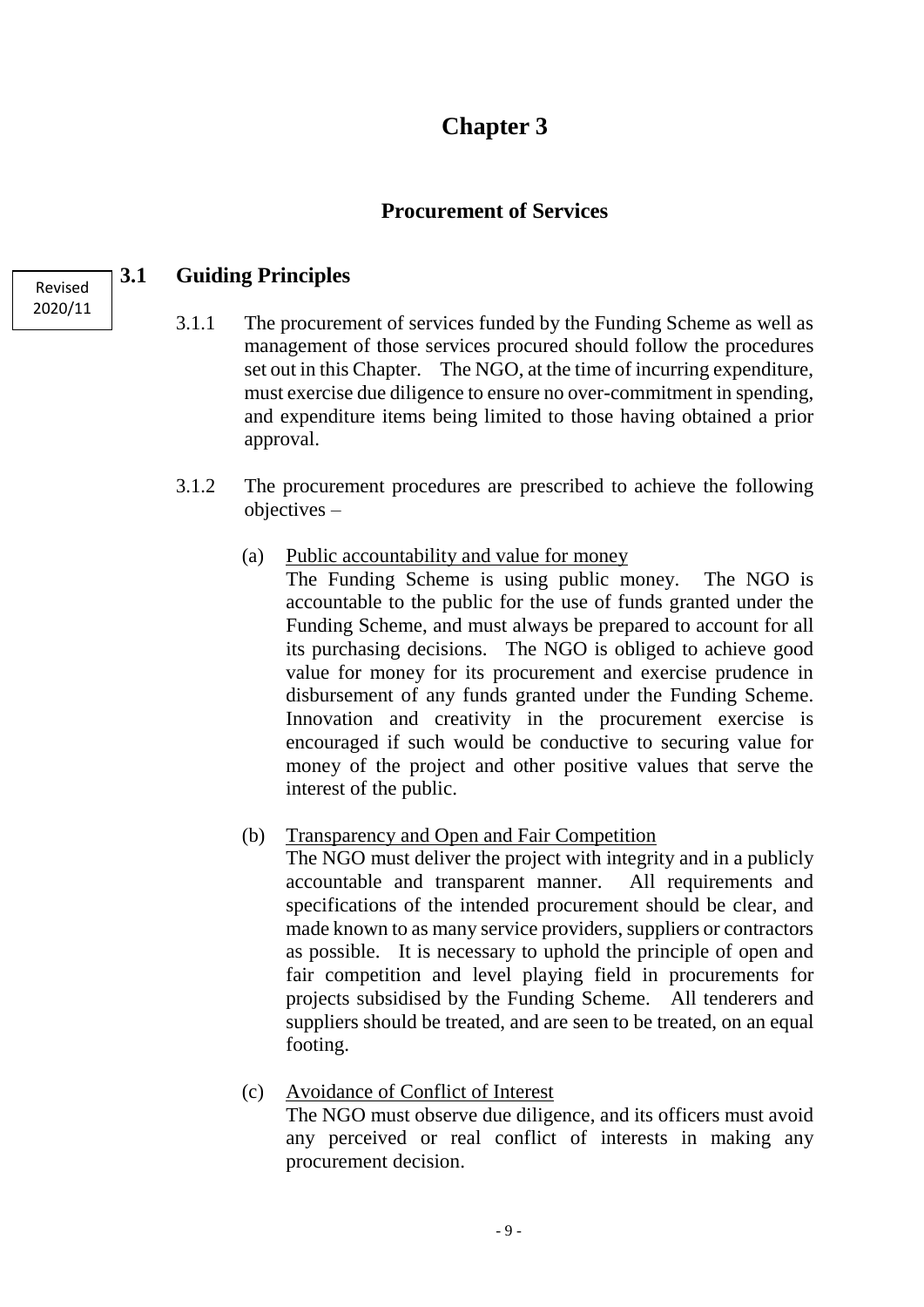# Chapter 3

## Procurement of Services

Revised 2020/11

### 3.1 Guiding Principles

3.1.1 The procurement of services funded by the Funding Scheme as well as management of those services procured should follow the procedures set out in this Chapter. The NGO, at the time of incurring expenditure, must exercise due diligence to ensure no over-commitment in spending, and expenditure items being limited to those having obtained a prior approval.

3.1.2 The procurement procedures are prescribed to achieve the following objectives –

(a) Public accountability and value for money
The Funding Scheme is using public money. The NGO is accountable to the public for the use of funds granted under the Funding Scheme, and must always be prepared to account for all its purchasing decisions. The NGO is obliged to achieve good value for money for its procurement and exercise prudence in disbursement of any funds granted under the Funding Scheme. Innovation and creativity in the procurement exercise is encouraged if such would be conductive to securing value for money of the project and other positive values that serve the interest of the public.

(b) Transparency and Open and Fair Competition
The NGO must deliver the project with integrity and in a publicly accountable and transparent manner. All requirements and specifications of the intended procurement should be clear, and made known to as many service providers, suppliers or contractors as possible. It is necessary to uphold the principle of open and fair competition and level playing field in procurements for projects subsidised by the Funding Scheme. All tenderers and suppliers should be treated, and are seen to be treated, on an equal footing.

(c) Avoidance of Conflict of Interest
The NGO must observe due diligence, and its officers must avoid any perceived or real conflict of interests in making any procurement decision.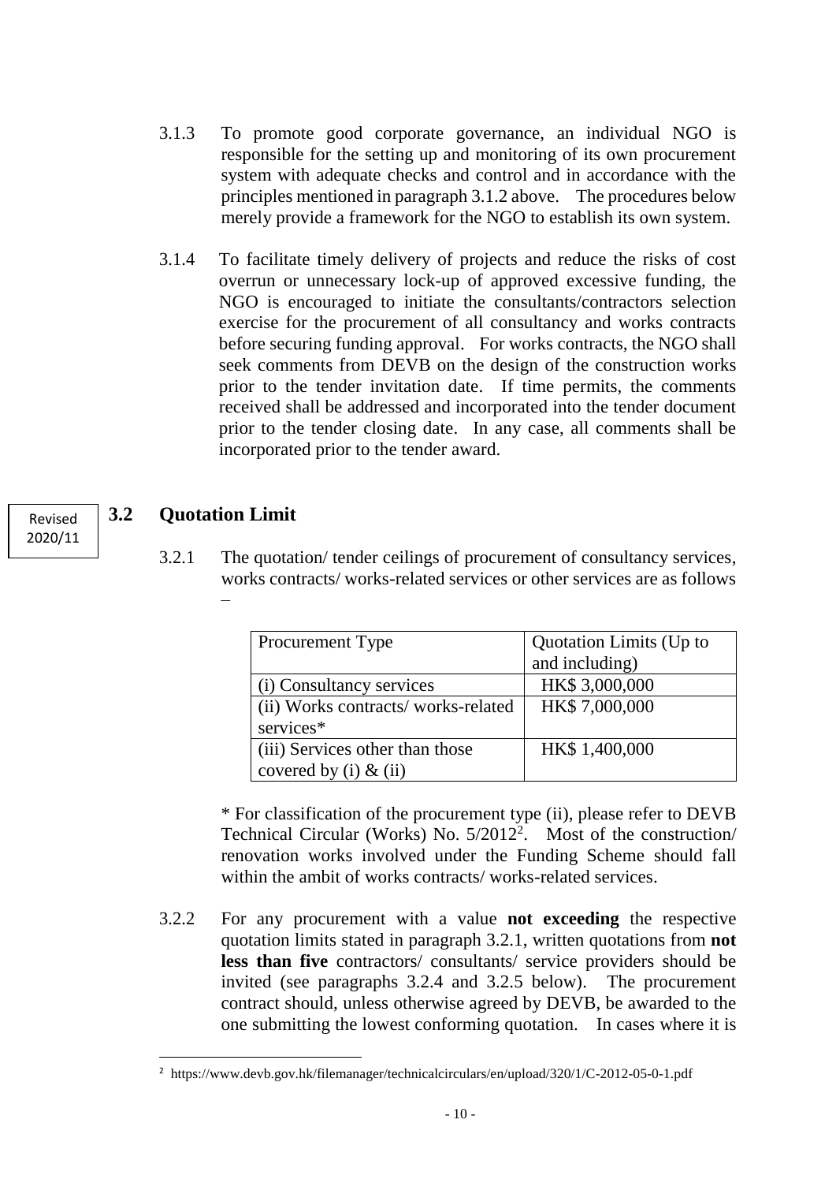3.1.3 To promote good corporate governance, an individual NGO is responsible for the setting up and monitoring of its own procurement system with adequate checks and control and in accordance with the principles mentioned in paragraph 3.1.2 above. The procedures below merely provide a framework for the NGO to establish its own system.

3.1.4 To facilitate timely delivery of projects and reduce the risks of cost overrun or unnecessary lock-up of approved excessive funding, the NGO is encouraged to initiate the consultants/contractors selection exercise for the procurement of all consultancy and works contracts before securing funding approval. For works contracts, the NGO shall seek comments from DEVB on the design of the construction works prior to the tender invitation date. If time permits, the comments received shall be addressed and incorporated into the tender document prior to the tender closing date. In any case, all comments shall be incorporated prior to the tender award.

Revised 2020/11

## 3.2 Quotation Limit

3.2.1 The quotation/ tender ceilings of procurement of consultancy services, works contracts/ works-related services or other services are as follows –

| Procurement Type | Quotation Limits (Up to and including) |
|---|---|
| (i) Consultancy services | HK$ 3,000,000 |
| (ii) Works contracts/ works-related services* | HK$ 7,000,000 |
| (iii) Services other than those covered by (i) & (ii) | HK$ 1,400,000 |

\* For classification of the procurement type (ii), please refer to DEVB Technical Circular (Works) No. 5/2012[2]. Most of the construction/ renovation works involved under the Funding Scheme should fall within the ambit of works contracts/ works-related services.

3.2.2 For any procurement with a value **not exceeding** the respective quotation limits stated in paragraph 3.2.1, written quotations from **not less than five** contractors/ consultants/ service providers should be invited (see paragraphs 3.2.4 and 3.2.5 below). The procurement contract should, unless otherwise agreed by DEVB, be awarded to the one submitting the lowest conforming quotation. In cases where it is

[2] https://www.devb.gov.hk/filemanager/technicalcirculars/en/upload/320/1/C-2012-05-0-1.pdf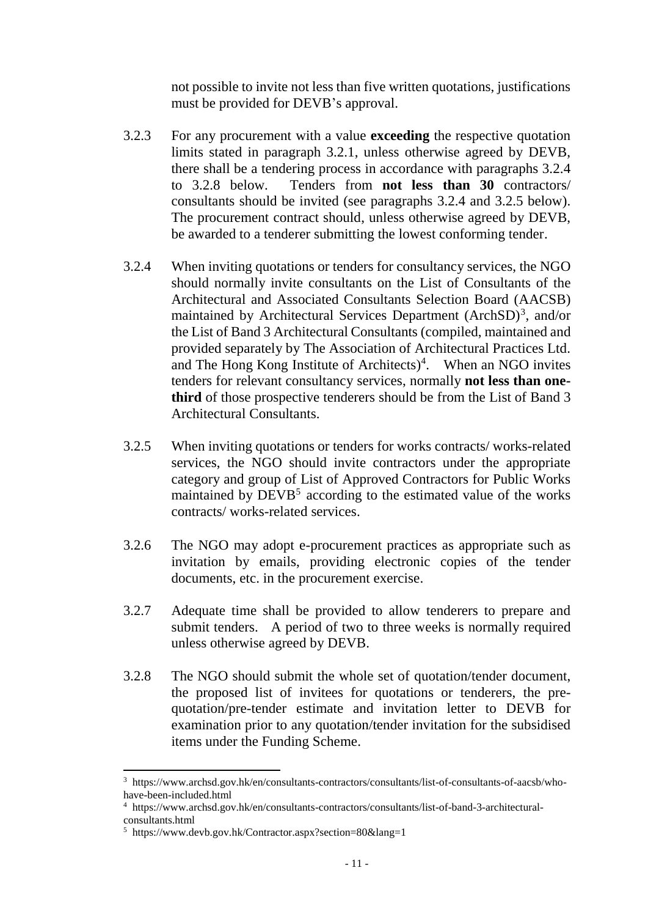not possible to invite not less than five written quotations, justifications must be provided for DEVB's approval.

3.2.3 For any procurement with a value **exceeding** the respective quotation limits stated in paragraph 3.2.1, unless otherwise agreed by DEVB, there shall be a tendering process in accordance with paragraphs 3.2.4 to 3.2.8 below. Tenders from **not less than 30** contractors/ consultants should be invited (see paragraphs 3.2.4 and 3.2.5 below). The procurement contract should, unless otherwise agreed by DEVB, be awarded to a tenderer submitting the lowest conforming tender.

3.2.4 When inviting quotations or tenders for consultancy services, the NGO should normally invite consultants on the List of Consultants of the Architectural and Associated Consultants Selection Board (AACSB) maintained by Architectural Services Department (ArchSD)[3], and/or the List of Band 3 Architectural Consultants (compiled, maintained and provided separately by The Association of Architectural Practices Ltd. and The Hong Kong Institute of Architects)[4]. When an NGO invites tenders for relevant consultancy services, normally **not less than one-third** of those prospective tenderers should be from the List of Band 3 Architectural Consultants.

3.2.5 When inviting quotations or tenders for works contracts/ works-related services, the NGO should invite contractors under the appropriate category and group of List of Approved Contractors for Public Works maintained by DEVB[5] according to the estimated value of the works contracts/ works-related services.

3.2.6 The NGO may adopt e-procurement practices as appropriate such as invitation by emails, providing electronic copies of the tender documents, etc. in the procurement exercise.

3.2.7 Adequate time shall be provided to allow tenderers to prepare and submit tenders. A period of two to three weeks is normally required unless otherwise agreed by DEVB.

3.2.8 The NGO should submit the whole set of quotation/tender document, the proposed list of invitees for quotations or tenderers, the pre-quotation/pre-tender estimate and invitation letter to DEVB for examination prior to any quotation/tender invitation for the subsidised items under the Funding Scheme.

---

[3] https://www.archsd.gov.hk/en/consultants-contractors/consultants/list-of-consultants-of-aacsb/who-have-been-included.html

[4] https://www.archsd.gov.hk/en/consultants-contractors/consultants/list-of-band-3-architectural-consultants.html

[5] https://www.devb.gov.hk/Contractor.aspx?section=80&lang=1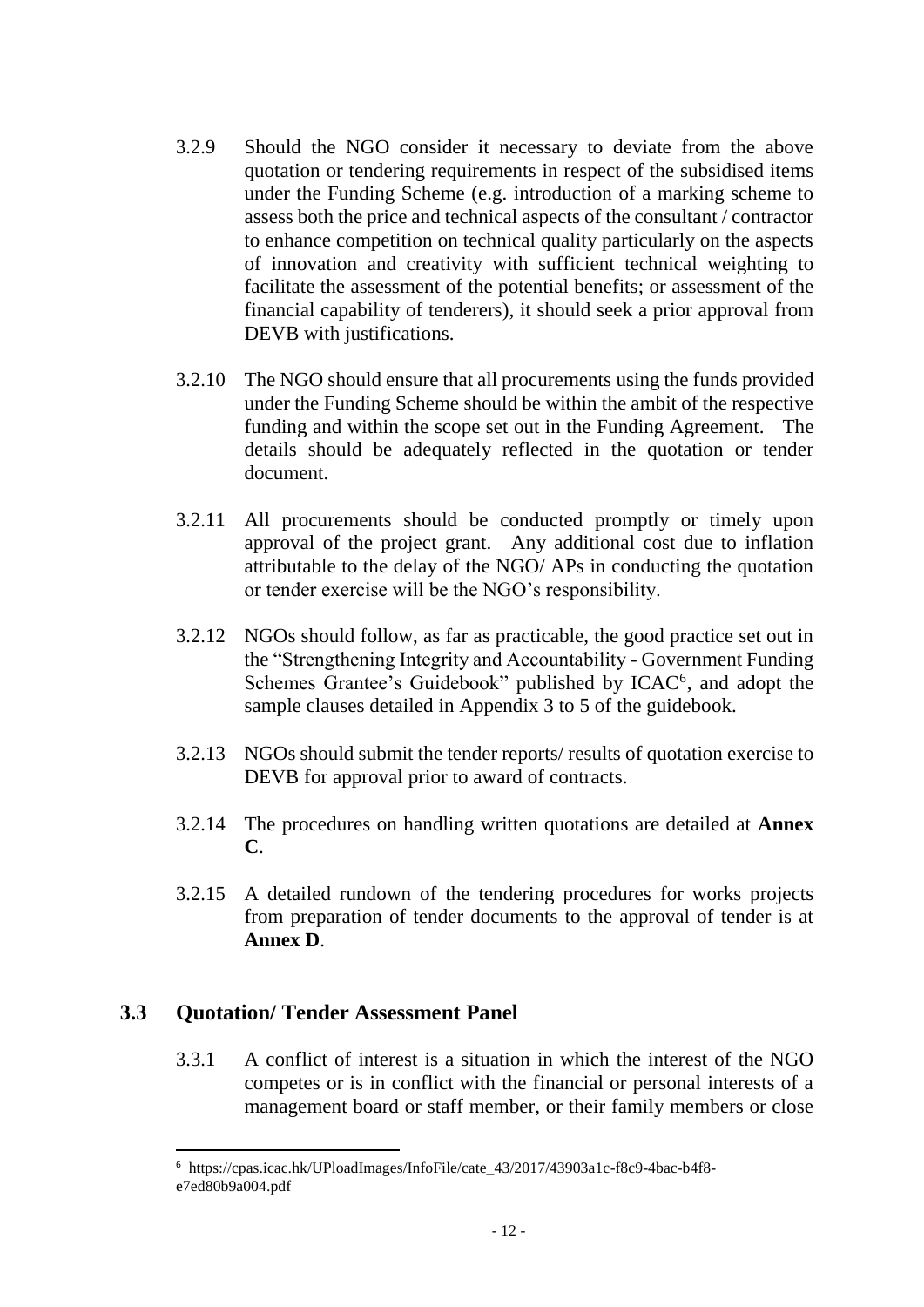3.2.9 Should the NGO consider it necessary to deviate from the above quotation or tendering requirements in respect of the subsidised items under the Funding Scheme (e.g. introduction of a marking scheme to assess both the price and technical aspects of the consultant / contractor to enhance competition on technical quality particularly on the aspects of innovation and creativity with sufficient technical weighting to facilitate the assessment of the potential benefits; or assessment of the financial capability of tenderers), it should seek a prior approval from DEVB with justifications.

3.2.10 The NGO should ensure that all procurements using the funds provided under the Funding Scheme should be within the ambit of the respective funding and within the scope set out in the Funding Agreement. The details should be adequately reflected in the quotation or tender document.

3.2.11 All procurements should be conducted promptly or timely upon approval of the project grant. Any additional cost due to inflation attributable to the delay of the NGO/ APs in conducting the quotation or tender exercise will be the NGO's responsibility.

3.2.12 NGOs should follow, as far as practicable, the good practice set out in the "Strengthening Integrity and Accountability - Government Funding Schemes Grantee's Guidebook" published by ICAC[6], and adopt the sample clauses detailed in Appendix 3 to 5 of the guidebook.

3.2.13 NGOs should submit the tender reports/ results of quotation exercise to DEVB for approval prior to award of contracts.

3.2.14 The procedures on handling written quotations are detailed at **Annex C**.

3.2.15 A detailed rundown of the tendering procedures for works projects from preparation of tender documents to the approval of tender is at **Annex D**.

## 3.3 Quotation/ Tender Assessment Panel

3.3.1 A conflict of interest is a situation in which the interest of the NGO competes or is in conflict with the financial or personal interests of a management board or staff member, or their family members or close

---

[6] https://cpas.icac.hk/UPloadImages/InfoFile/cate_43/2017/43903a1c-f8c9-4bac-b4f8-e7ed80b9a004.pdf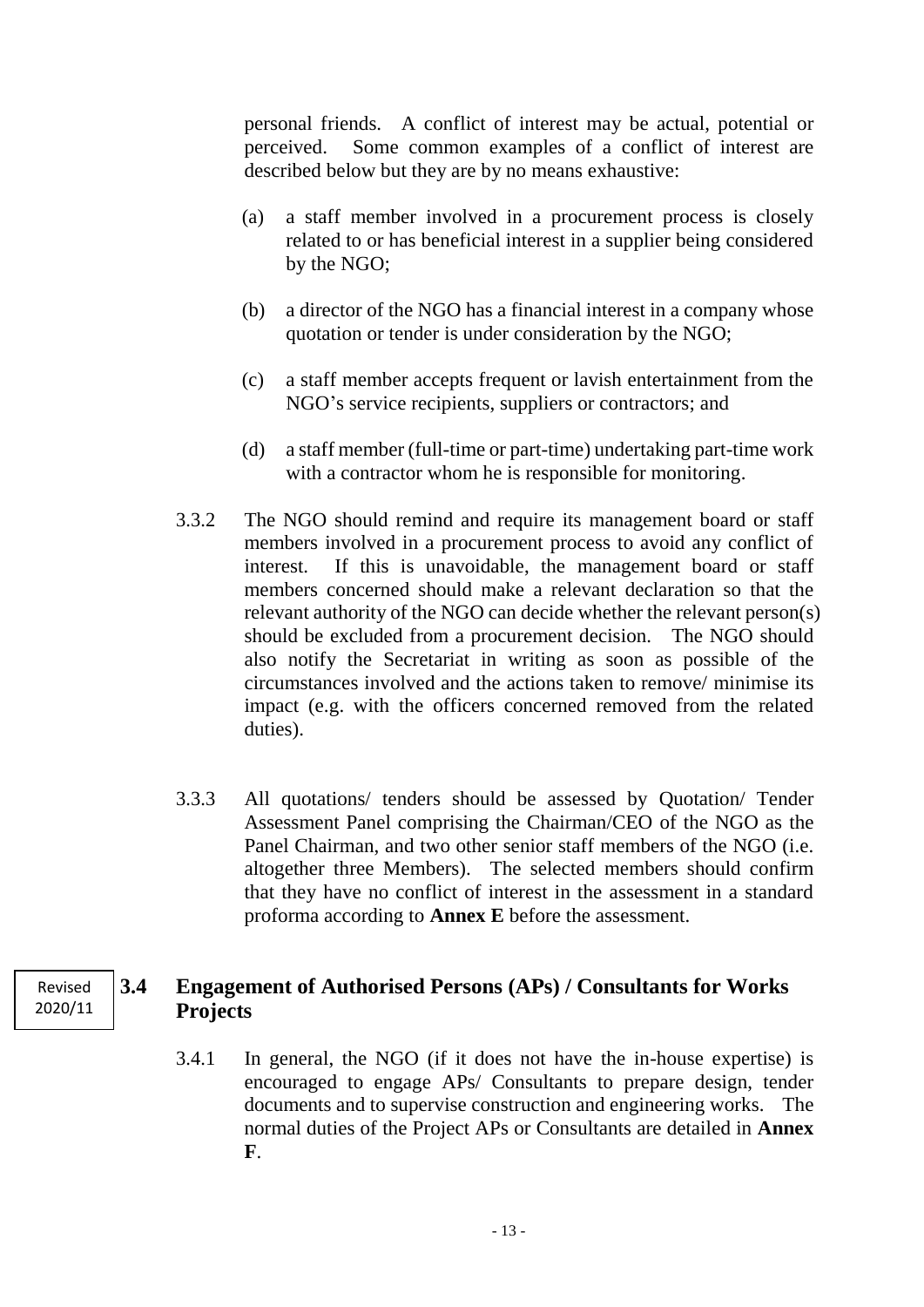personal friends. A conflict of interest may be actual, potential or perceived. Some common examples of a conflict of interest are described below but they are by no means exhaustive:

(a) a staff member involved in a procurement process is closely related to or has beneficial interest in a supplier being considered by the NGO;

(b) a director of the NGO has a financial interest in a company whose quotation or tender is under consideration by the NGO;

(c) a staff member accepts frequent or lavish entertainment from the NGO's service recipients, suppliers or contractors; and

(d) a staff member (full-time or part-time) undertaking part-time work with a contractor whom he is responsible for monitoring.

3.3.2 The NGO should remind and require its management board or staff members involved in a procurement process to avoid any conflict of interest. If this is unavoidable, the management board or staff members concerned should make a relevant declaration so that the relevant authority of the NGO can decide whether the relevant person(s) should be excluded from a procurement decision. The NGO should also notify the Secretariat in writing as soon as possible of the circumstances involved and the actions taken to remove/ minimise its impact (e.g. with the officers concerned removed from the related duties).

3.3.3 All quotations/ tenders should be assessed by Quotation/ Tender Assessment Panel comprising the Chairman/CEO of the NGO as the Panel Chairman, and two other senior staff members of the NGO (i.e. altogether three Members). The selected members should confirm that they have no conflict of interest in the assessment in a standard proforma according to **Annex E** before the assessment.

Revised 2020/11

## 3.4 Engagement of Authorised Persons (APs) / Consultants for Works Projects

3.4.1 In general, the NGO (if it does not have the in-house expertise) is encouraged to engage APs/ Consultants to prepare design, tender documents and to supervise construction and engineering works. The normal duties of the Project APs or Consultants are detailed in **Annex F**.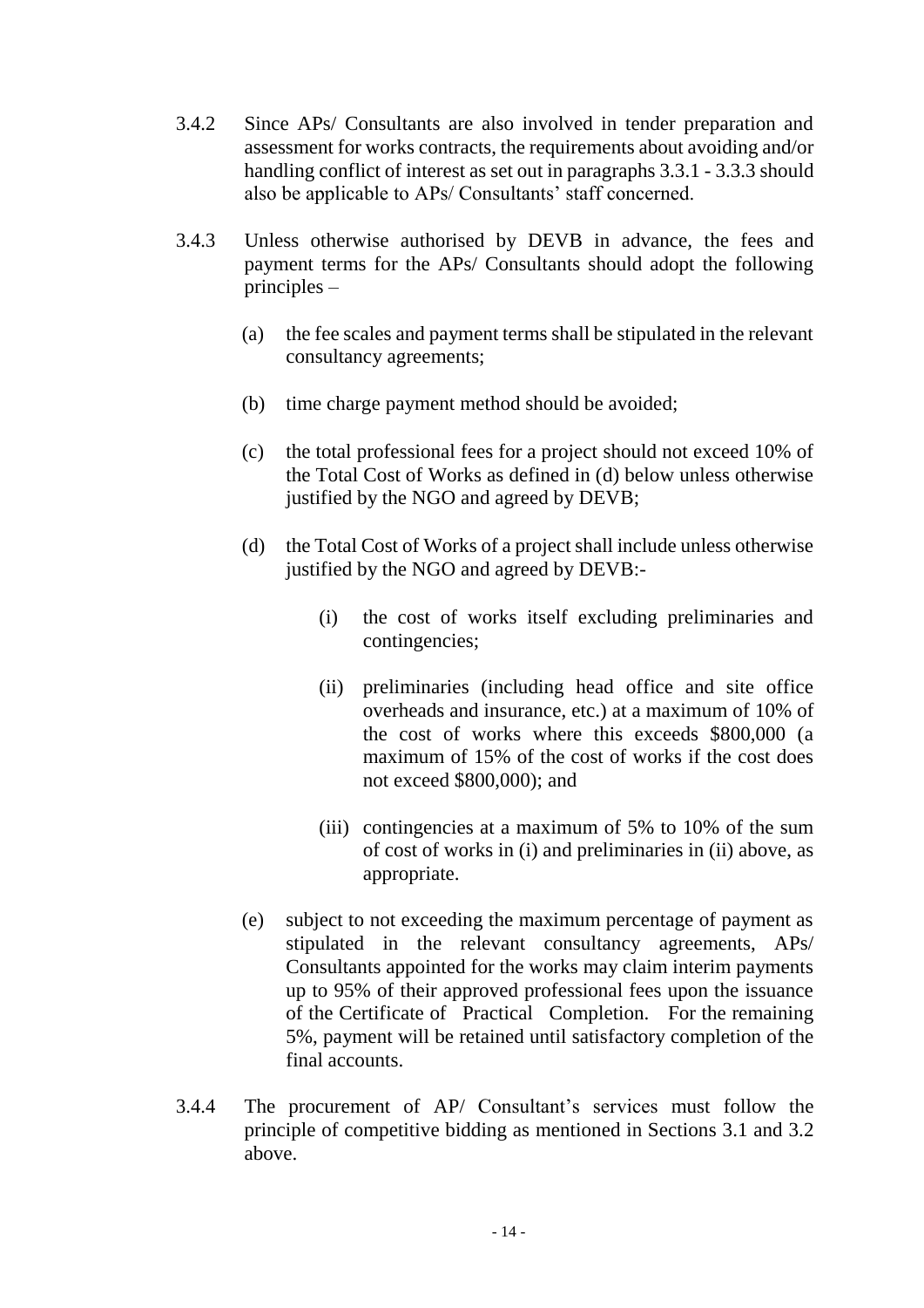3.4.2 Since APs/ Consultants are also involved in tender preparation and assessment for works contracts, the requirements about avoiding and/or handling conflict of interest as set out in paragraphs 3.3.1 - 3.3.3 should also be applicable to APs/ Consultants' staff concerned.

3.4.3 Unless otherwise authorised by DEVB in advance, the fees and payment terms for the APs/ Consultants should adopt the following principles –

(a) the fee scales and payment terms shall be stipulated in the relevant consultancy agreements;

(b) time charge payment method should be avoided;

(c) the total professional fees for a project should not exceed 10% of the Total Cost of Works as defined in (d) below unless otherwise justified by the NGO and agreed by DEVB;

(d) the Total Cost of Works of a project shall include unless otherwise justified by the NGO and agreed by DEVB:-

   (i) the cost of works itself excluding preliminaries and contingencies;

   (ii) preliminaries (including head office and site office overheads and insurance, etc.) at a maximum of 10% of the cost of works where this exceeds $800,000 (a maximum of 15% of the cost of works if the cost does not exceed $800,000); and

   (iii) contingencies at a maximum of 5% to 10% of the sum of cost of works in (i) and preliminaries in (ii) above, as appropriate.

(e) subject to not exceeding the maximum percentage of payment as stipulated in the relevant consultancy agreements, APs/ Consultants appointed for the works may claim interim payments up to 95% of their approved professional fees upon the issuance of the Certificate of Practical Completion. For the remaining 5%, payment will be retained until satisfactory completion of the final accounts.

3.4.4 The procurement of AP/ Consultant's services must follow the principle of competitive bidding as mentioned in Sections 3.1 and 3.2 above.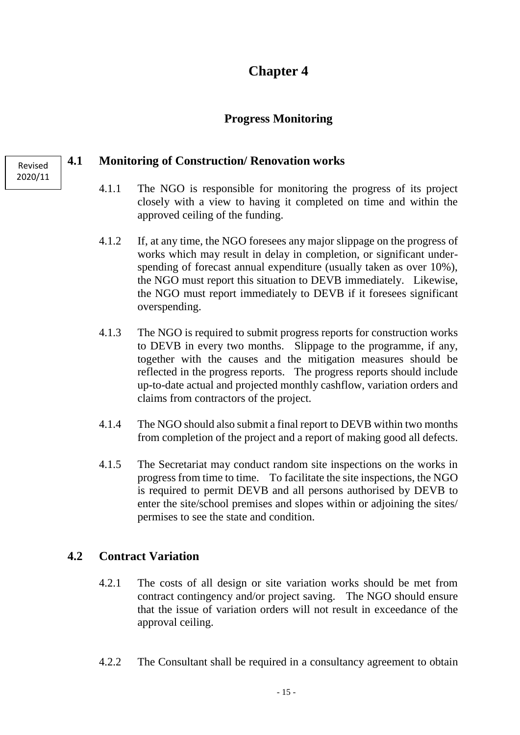# Chapter 4

## Progress Monitoring

Revised 2020/11

### 4.1 Monitoring of Construction/ Renovation works

4.1.1 The NGO is responsible for monitoring the progress of its project closely with a view to having it completed on time and within the approved ceiling of the funding.

4.1.2 If, at any time, the NGO foresees any major slippage on the progress of works which may result in delay in completion, or significant under-spending of forecast annual expenditure (usually taken as over 10%), the NGO must report this situation to DEVB immediately. Likewise, the NGO must report immediately to DEVB if it foresees significant overspending.

4.1.3 The NGO is required to submit progress reports for construction works to DEVB in every two months. Slippage to the programme, if any, together with the causes and the mitigation measures should be reflected in the progress reports. The progress reports should include up-to-date actual and projected monthly cashflow, variation orders and claims from contractors of the project.

4.1.4 The NGO should also submit a final report to DEVB within two months from completion of the project and a report of making good all defects.

4.1.5 The Secretariat may conduct random site inspections on the works in progress from time to time. To facilitate the site inspections, the NGO is required to permit DEVB and all persons authorised by DEVB to enter the site/school premises and slopes within or adjoining the sites/ permises to see the state and condition.

### 4.2 Contract Variation

4.2.1 The costs of all design or site variation works should be met from contract contingency and/or project saving. The NGO should ensure that the issue of variation orders will not result in exceedance of the approval ceiling.

4.2.2 The Consultant shall be required in a consultancy agreement to obtain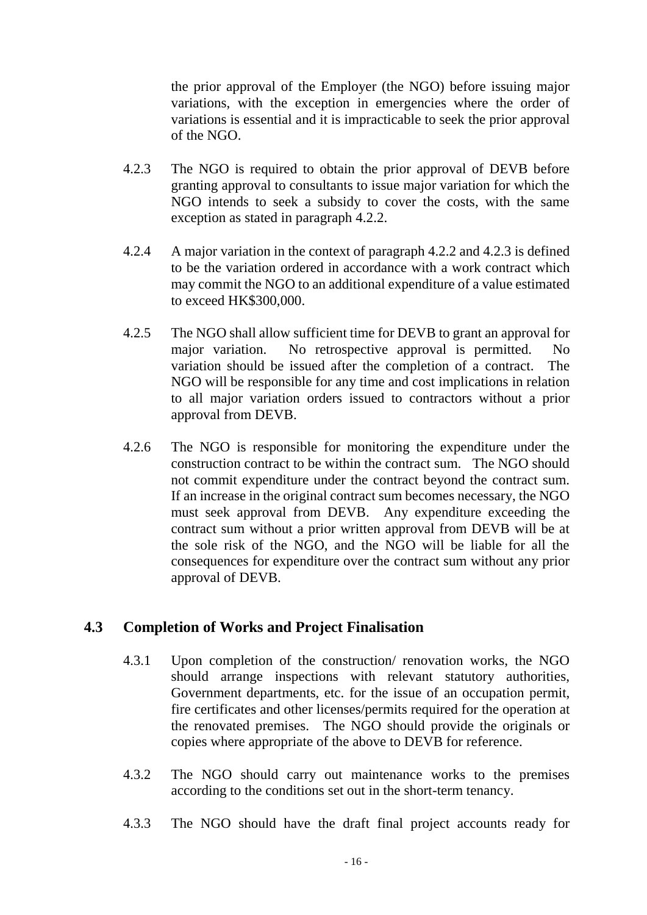the prior approval of the Employer (the NGO) before issuing major variations, with the exception in emergencies where the order of variations is essential and it is impracticable to seek the prior approval of the NGO.

4.2.3 The NGO is required to obtain the prior approval of DEVB before granting approval to consultants to issue major variation for which the NGO intends to seek a subsidy to cover the costs, with the same exception as stated in paragraph 4.2.2.

4.2.4 A major variation in the context of paragraph 4.2.2 and 4.2.3 is defined to be the variation ordered in accordance with a work contract which may commit the NGO to an additional expenditure of a value estimated to exceed HK$300,000.

4.2.5 The NGO shall allow sufficient time for DEVB to grant an approval for major variation. No retrospective approval is permitted. No variation should be issued after the completion of a contract. The NGO will be responsible for any time and cost implications in relation to all major variation orders issued to contractors without a prior approval from DEVB.

4.2.6 The NGO is responsible for monitoring the expenditure under the construction contract to be within the contract sum. The NGO should not commit expenditure under the contract beyond the contract sum. If an increase in the original contract sum becomes necessary, the NGO must seek approval from DEVB. Any expenditure exceeding the contract sum without a prior written approval from DEVB will be at the sole risk of the NGO, and the NGO will be liable for all the consequences for expenditure over the contract sum without any prior approval of DEVB.

## 4.3 Completion of Works and Project Finalisation

4.3.1 Upon completion of the construction/ renovation works, the NGO should arrange inspections with relevant statutory authorities, Government departments, etc. for the issue of an occupation permit, fire certificates and other licenses/permits required for the operation at the renovated premises. The NGO should provide the originals or copies where appropriate of the above to DEVB for reference.

4.3.2 The NGO should carry out maintenance works to the premises according to the conditions set out in the short-term tenancy.

4.3.3 The NGO should have the draft final project accounts ready for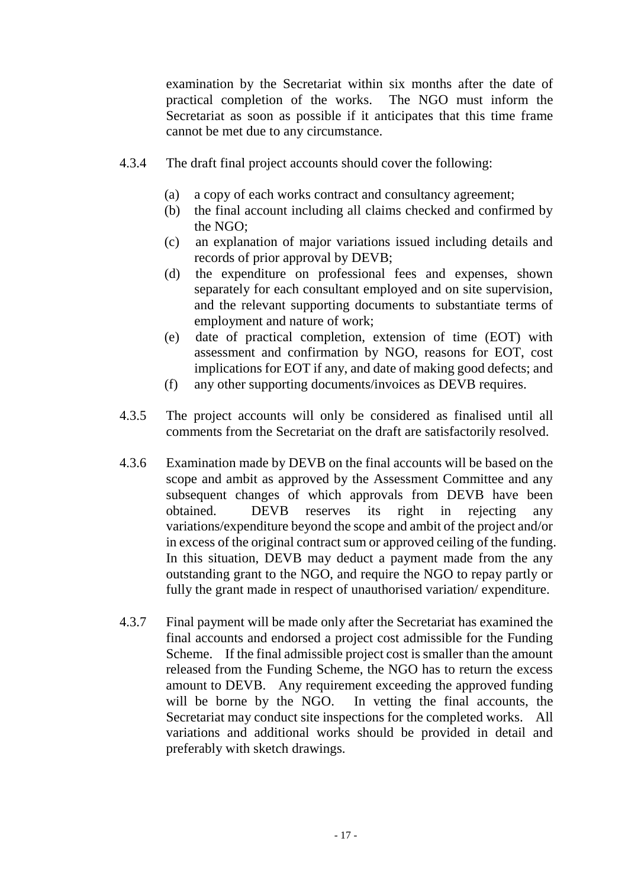examination by the Secretariat within six months after the date of practical completion of the works. The NGO must inform the Secretariat as soon as possible if it anticipates that this time frame cannot be met due to any circumstance.

4.3.4 The draft final project accounts should cover the following:

(a) a copy of each works contract and consultancy agreement;
(b) the final account including all claims checked and confirmed by the NGO;
(c) an explanation of major variations issued including details and records of prior approval by DEVB;
(d) the expenditure on professional fees and expenses, shown separately for each consultant employed and on site supervision, and the relevant supporting documents to substantiate terms of employment and nature of work;
(e) date of practical completion, extension of time (EOT) with assessment and confirmation by NGO, reasons for EOT, cost implications for EOT if any, and date of making good defects; and
(f) any other supporting documents/invoices as DEVB requires.

4.3.5 The project accounts will only be considered as finalised until all comments from the Secretariat on the draft are satisfactorily resolved.

4.3.6 Examination made by DEVB on the final accounts will be based on the scope and ambit as approved by the Assessment Committee and any subsequent changes of which approvals from DEVB have been obtained. DEVB reserves its right in rejecting any variations/expenditure beyond the scope and ambit of the project and/or in excess of the original contract sum or approved ceiling of the funding. In this situation, DEVB may deduct a payment made from the any outstanding grant to the NGO, and require the NGO to repay partly or fully the grant made in respect of unauthorised variation/ expenditure.

4.3.7 Final payment will be made only after the Secretariat has examined the final accounts and endorsed a project cost admissible for the Funding Scheme. If the final admissible project cost is smaller than the amount released from the Funding Scheme, the NGO has to return the excess amount to DEVB. Any requirement exceeding the approved funding will be borne by the NGO. In vetting the final accounts, the Secretariat may conduct site inspections for the completed works. All variations and additional works should be provided in detail and preferably with sketch drawings.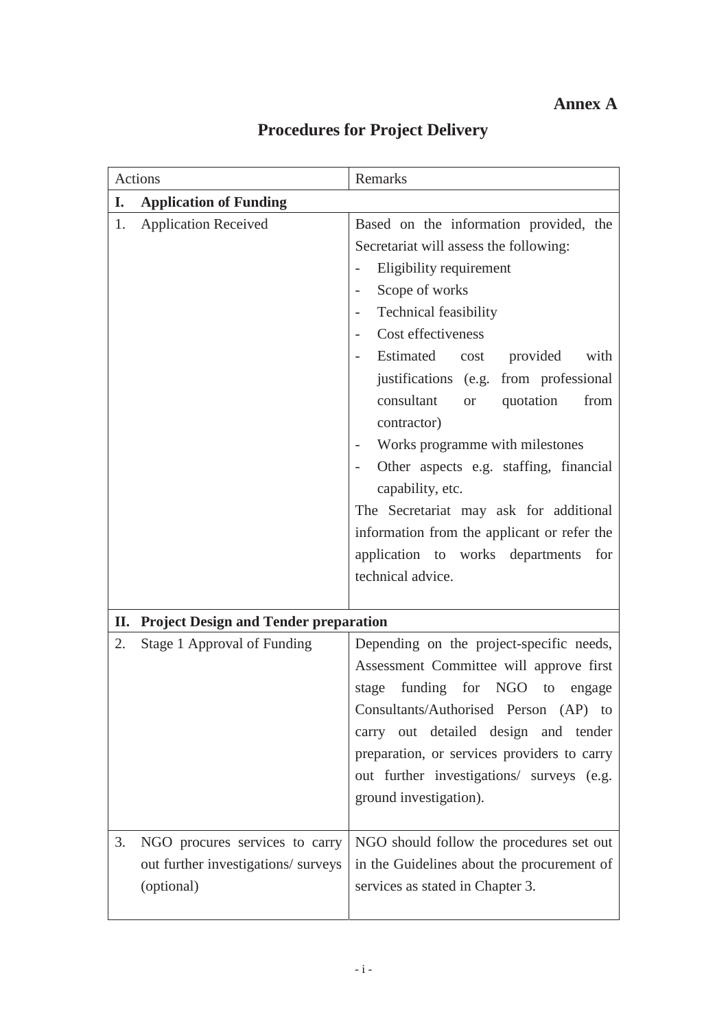**Annex A**

# Procedures for Project Delivery

| Actions | Remarks |
|---|---|
| **I. Application of Funding** | |
| 1. Application Received | Based on the information provided, the Secretariat will assess the following:<br>- Eligibility requirement<br>- Scope of works<br>- Technical feasibility<br>- Cost effectiveness<br>- Estimated cost provided with justifications (e.g. from professional consultant or quotation from contractor)<br>- Works programme with milestones<br>- Other aspects e.g. staffing, financial capability, etc.<br>The Secretariat may ask for additional information from the applicant or refer the application to works departments for technical advice. |
| **II. Project Design and Tender preparation** | |
| 2. Stage 1 Approval of Funding | Depending on the project-specific needs, Assessment Committee will approve first stage funding for NGO to engage Consultants/Authorised Person (AP) to carry out detailed design and tender preparation, or services providers to carry out further investigations/ surveys (e.g. ground investigation). |
| 3. NGO procures services to carry out further investigations/ surveys (optional) | NGO should follow the procedures set out in the Guidelines about the procurement of services as stated in Chapter 3. |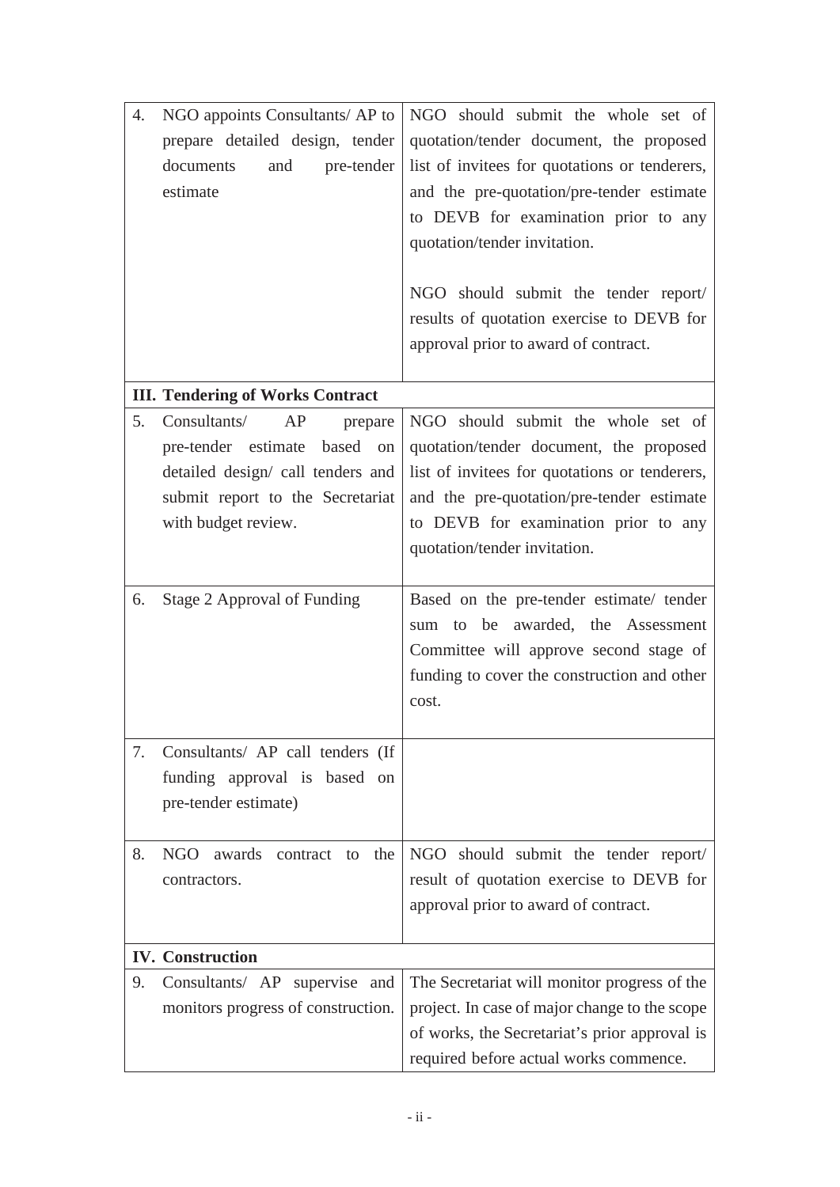| | |
|---|---|
| 4. NGO appoints Consultants/ AP to prepare detailed design, tender documents and pre-tender estimate | NGO should submit the whole set of quotation/tender document, the proposed list of invitees for quotations or tenderers, and the pre-quotation/pre-tender estimate to DEVB for examination prior to any quotation/tender invitation.<br><br>NGO should submit the tender report/ results of quotation exercise to DEVB for approval prior to award of contract. |
| **III. Tendering of Works Contract** | |
| 5. Consultants/ AP prepare pre-tender estimate based on detailed design/ call tenders and submit report to the Secretariat with budget review. | NGO should submit the whole set of quotation/tender document, the proposed list of invitees for quotations or tenderers, and the pre-quotation/pre-tender estimate to DEVB for examination prior to any quotation/tender invitation. |
| 6. Stage 2 Approval of Funding | Based on the pre-tender estimate/ tender sum to be awarded, the Assessment Committee will approve second stage of funding to cover the construction and other cost. |
| 7. Consultants/ AP call tenders (If funding approval is based on pre-tender estimate) | |
| 8. NGO awards contract to the contractors. | NGO should submit the tender report/ result of quotation exercise to DEVB for approval prior to award of contract. |
| **IV. Construction** | |
| 9. Consultants/ AP supervise and monitors progress of construction. | The Secretariat will monitor progress of the project. In case of major change to the scope of works, the Secretariat's prior approval is required before actual works commence. |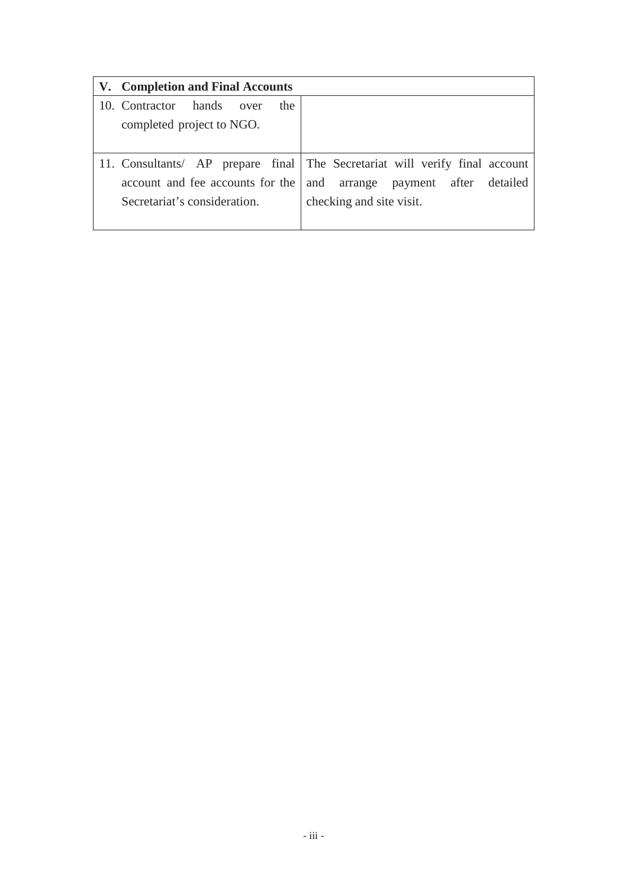| V. Completion and Final Accounts | |
|---|---|
| 10. Contractor hands over the completed project to NGO. | |
| 11. Consultants/ AP prepare final account and fee accounts for the Secretariat's consideration. | The Secretariat will verify final account and arrange payment after detailed checking and site visit. |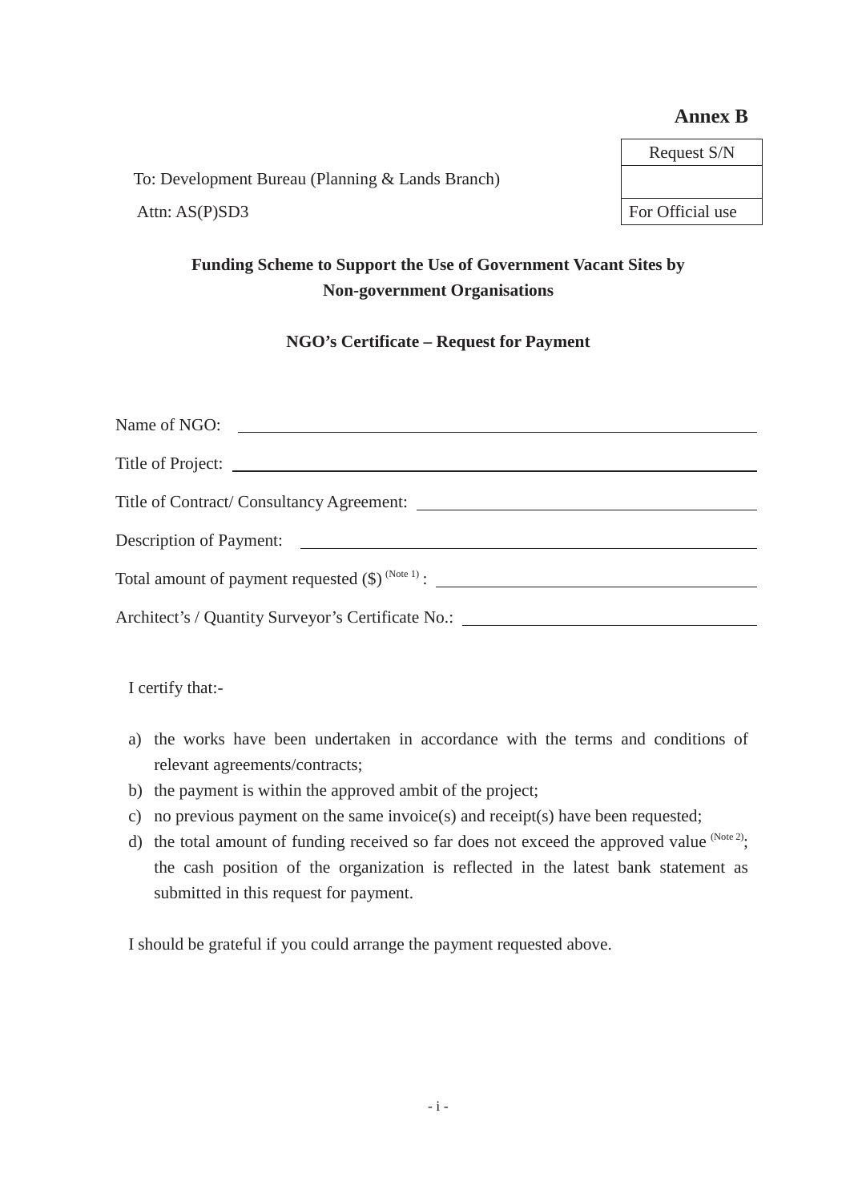**Annex B**

| Request S/N |
| --- |
| |
| For Official use |

To: Development Bureau (Planning & Lands Branch)

Attn: AS(P)SD3

**Funding Scheme to Support the Use of Government Vacant Sites by Non-government Organisations**

**NGO's Certificate – Request for Payment**

Name of NGO: ______________________________

Title of Project: ______________________________

Title of Contract/ Consultancy Agreement: ______________________________

Description of Payment: ______________________________

Total amount of payment requested ($) [(Note 1)] : ______________________________

Architect's / Quantity Surveyor's Certificate No.: ______________________________

I certify that:-

a) the works have been undertaken in accordance with the terms and conditions of relevant agreements/contracts;
b) the payment is within the approved ambit of the project;
c) no previous payment on the same invoice(s) and receipt(s) have been requested;
d) the total amount of funding received so far does not exceed the approved value [(Note 2)]; the cash position of the organization is reflected in the latest bank statement as submitted in this request for payment.

I should be grateful if you could arrange the payment requested above.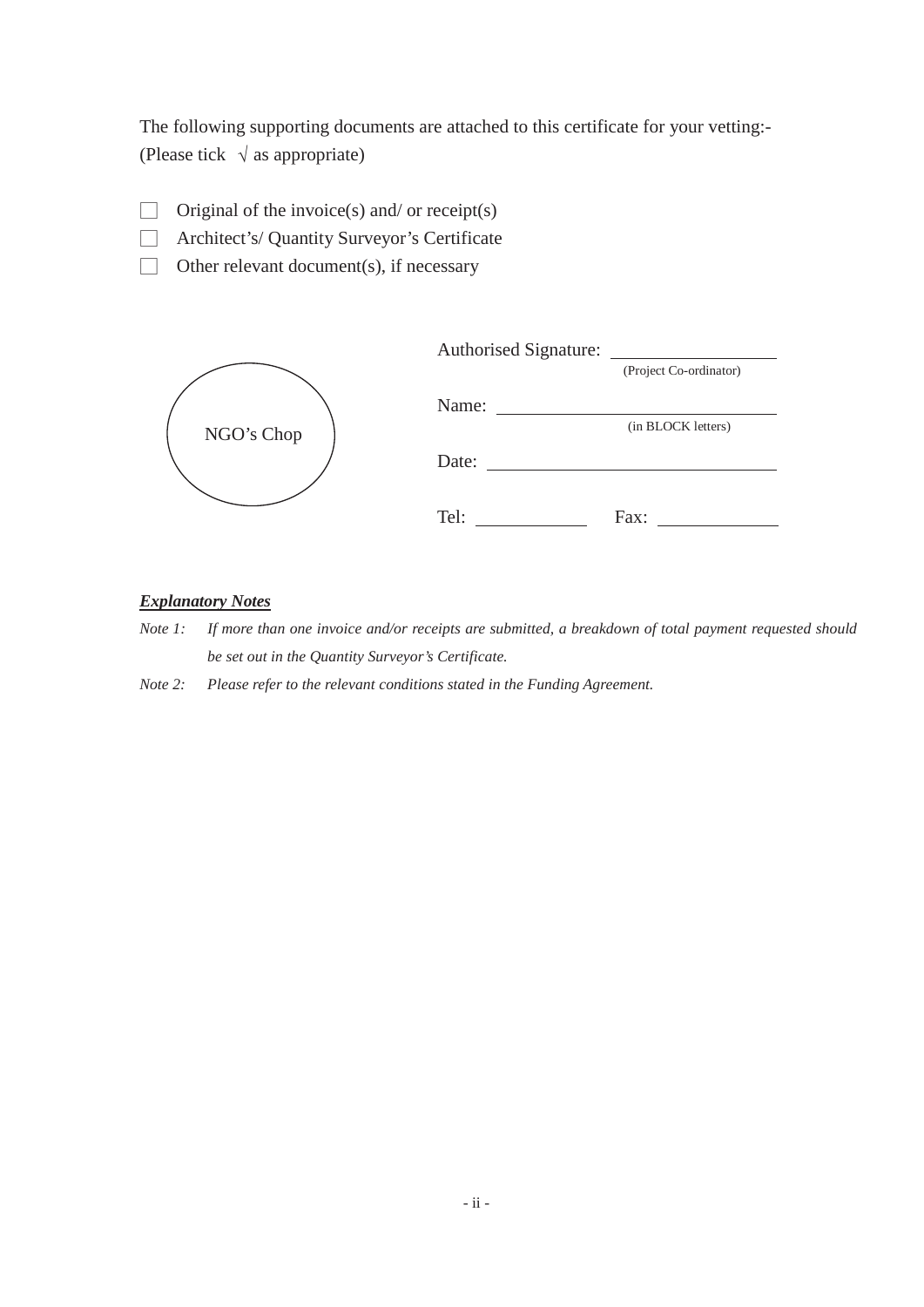The following supporting documents are attached to this certificate for your vetting:-
(Please tick √ as appropriate)

- ☐ Original of the invoice(s) and/ or receipt(s)
- ☐ Architect's/ Quantity Surveyor's Certificate
- ☐ Other relevant document(s), if necessary

NGO's Chop

Authorised Signature: ____________________
(Project Co-ordinator)

Name: ____________________
(in BLOCK letters)

Date: ____________________

Tel: ____________ Fax: ____________

***Explanatory Notes***

*Note 1: If more than one invoice and/or receipts are submitted, a breakdown of total payment requested should be set out in the Quantity Surveyor's Certificate.*

*Note 2: Please refer to the relevant conditions stated in the Funding Agreement.*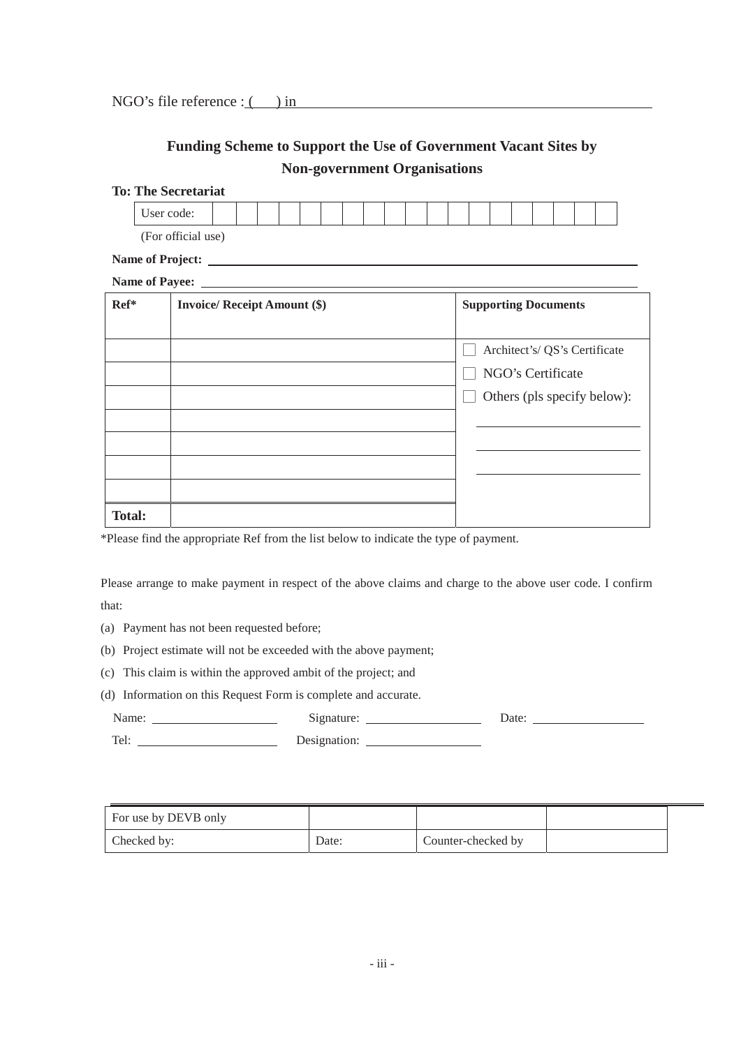NGO's file reference : (      ) in ________________________________

## Funding Scheme to Support the Use of Government Vacant Sites by Non-government Organisations

**To: The Secretariat**

User code: | | | | | | | | | | | | | | | | | | | | |

(For official use)

**Name of Project:** ________________________________

**Name of Payee:** ________________________________

| Ref* | Invoice/ Receipt Amount ($) | Supporting Documents |
|---|---|---|
| | | ☐ Architect's/ QS's Certificate |
| | | ☐ NGO's Certificate |
| | | ☐ Others (pls specify below): |
| | | ________________ |
| | | ________________ |
| | | ________________ |
| | | |
| **Total:** | | |

*Please find the appropriate Ref from the list below to indicate the type of payment.

Please arrange to make payment in respect of the above claims and charge to the above user code. I confirm that:

(a) Payment has not been requested before;

(b) Project estimate will not be exceeded with the above payment;

(c) This claim is within the approved ambit of the project; and

(d) Information on this Request Form is complete and accurate.

Name: ________________ Signature: ________________ Date: ________________

Tel: ________________ Designation: ________________

| For use by DEVB only | | | |
|---|---|---|---|
| Checked by: | Date: | Counter-checked by | |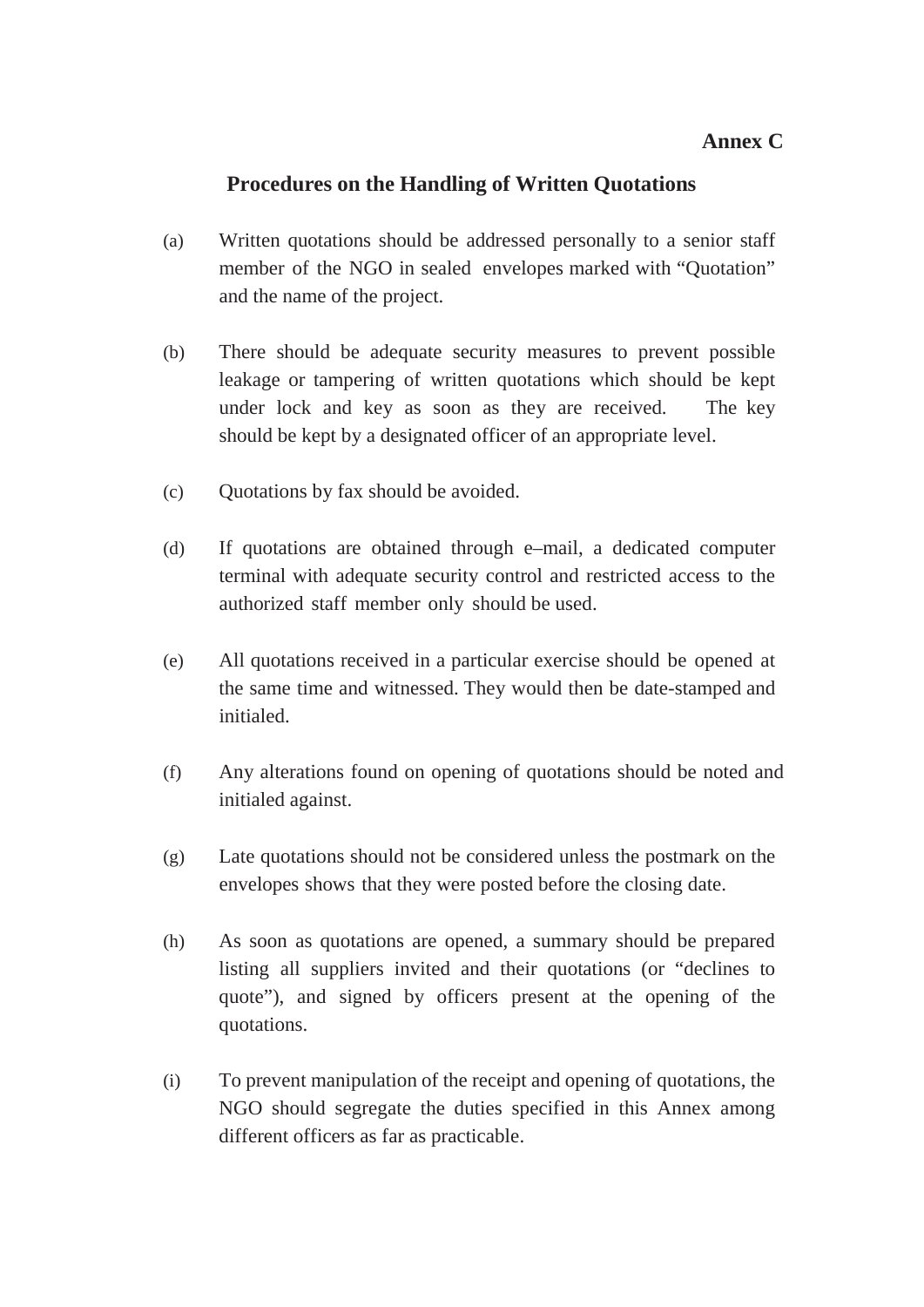**Annex C**

## Procedures on the Handling of Written Quotations

(a) Written quotations should be addressed personally to a senior staff member of the NGO in sealed envelopes marked with "Quotation" and the name of the project.

(b) There should be adequate security measures to prevent possible leakage or tampering of written quotations which should be kept under lock and key as soon as they are received. The key should be kept by a designated officer of an appropriate level.

(c) Quotations by fax should be avoided.

(d) If quotations are obtained through e–mail, a dedicated computer terminal with adequate security control and restricted access to the authorized staff member only should be used.

(e) All quotations received in a particular exercise should be opened at the same time and witnessed. They would then be date-stamped and initialed.

(f) Any alterations found on opening of quotations should be noted and initialed against.

(g) Late quotations should not be considered unless the postmark on the envelopes shows that they were posted before the closing date.

(h) As soon as quotations are opened, a summary should be prepared listing all suppliers invited and their quotations (or "declines to quote"), and signed by officers present at the opening of the quotations.

(i) To prevent manipulation of the receipt and opening of quotations, the NGO should segregate the duties specified in this Annex among different officers as far as practicable.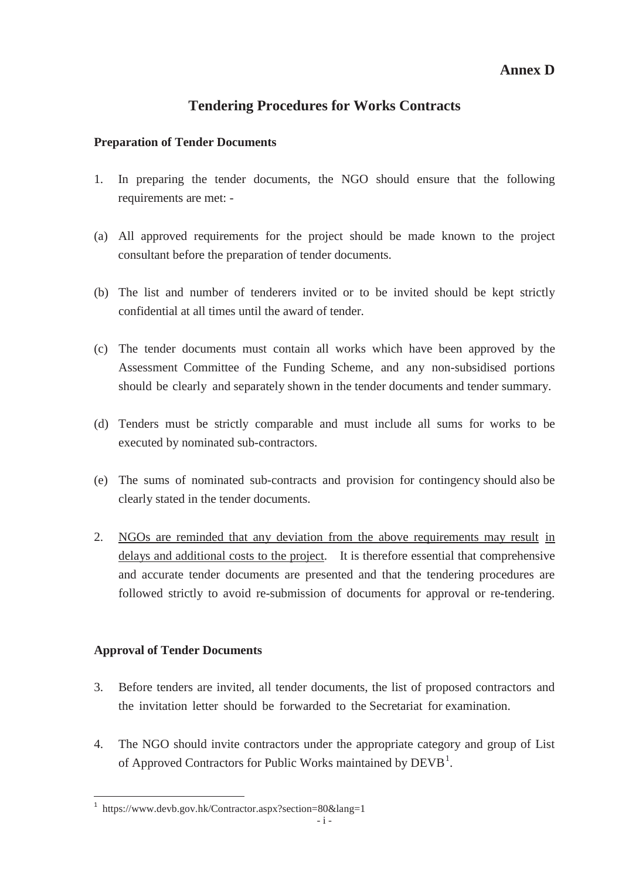**Annex D**

# Tendering Procedures for Works Contracts

**Preparation of Tender Documents**

1. In preparing the tender documents, the NGO should ensure that the following requirements are met: -

(a) All approved requirements for the project should be made known to the project consultant before the preparation of tender documents.

(b) The list and number of tenderers invited or to be invited should be kept strictly confidential at all times until the award of tender.

(c) The tender documents must contain all works which have been approved by the Assessment Committee of the Funding Scheme, and any non-subsidised portions should be clearly and separately shown in the tender documents and tender summary.

(d) Tenders must be strictly comparable and must include all sums for works to be executed by nominated sub-contractors.

(e) The sums of nominated sub-contracts and provision for contingency should also be clearly stated in the tender documents.

2. <u>NGOs are reminded that any deviation from the above requirements may result in delays and additional costs to the project</u>. It is therefore essential that comprehensive and accurate tender documents are presented and that the tendering procedures are followed strictly to avoid re-submission of documents for approval or re-tendering.

**Approval of Tender Documents**

3. Before tenders are invited, all tender documents, the list of proposed contractors and the invitation letter should be forwarded to the Secretariat for examination.

4. The NGO should invite contractors under the appropriate category and group of List of Approved Contractors for Public Works maintained by DEVB[1].

[1] https://www.devb.gov.hk/Contractor.aspx?section=80&lang=1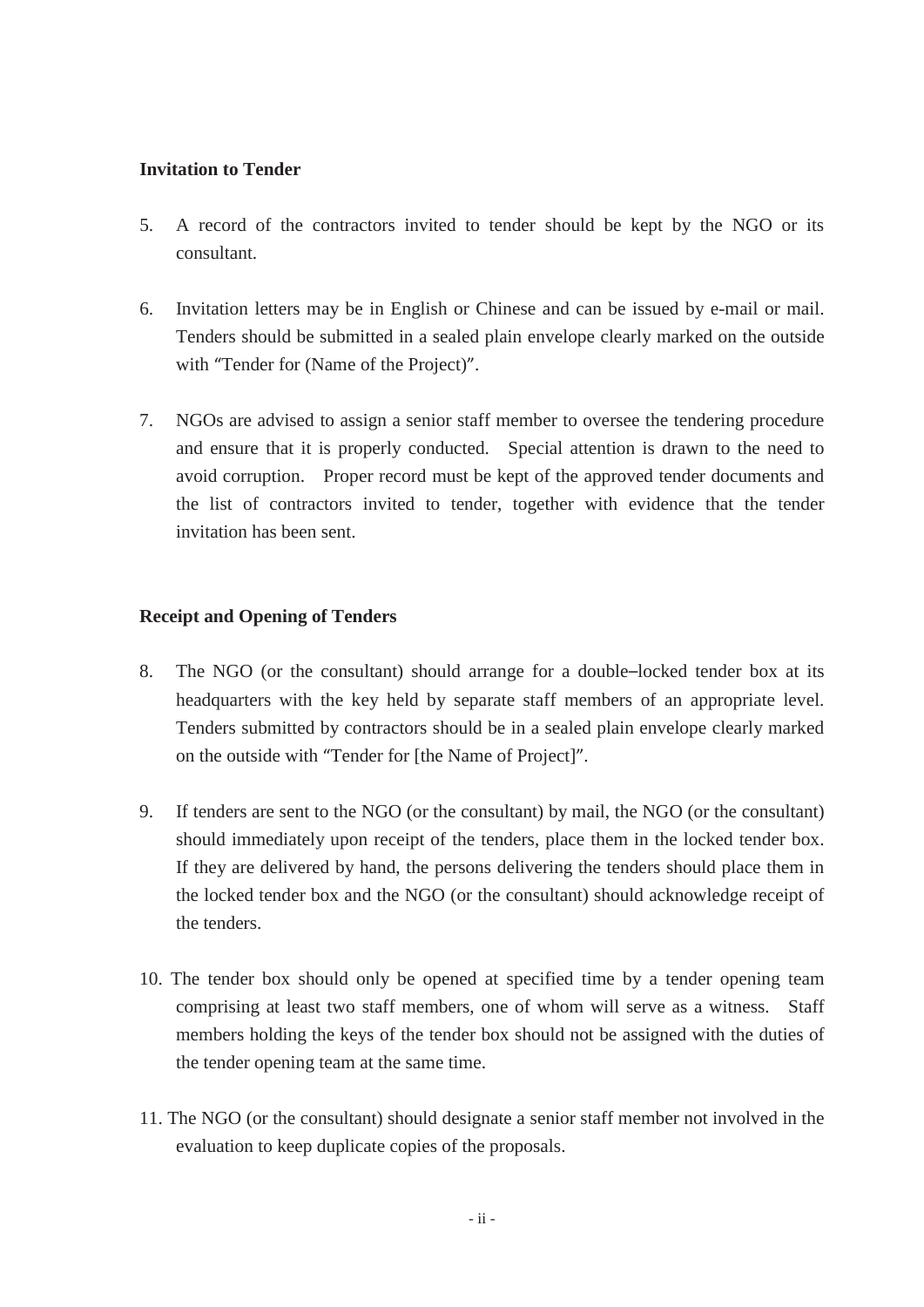**Invitation to Tender**

5. A record of the contractors invited to tender should be kept by the NGO or its consultant.

6. Invitation letters may be in English or Chinese and can be issued by e-mail or mail. Tenders should be submitted in a sealed plain envelope clearly marked on the outside with "Tender for (Name of the Project)".

7. NGOs are advised to assign a senior staff member to oversee the tendering procedure and ensure that it is properly conducted. Special attention is drawn to the need to avoid corruption. Proper record must be kept of the approved tender documents and the list of contractors invited to tender, together with evidence that the tender invitation has been sent.

**Receipt and Opening of Tenders**

8. The NGO (or the consultant) should arrange for a double–locked tender box at its headquarters with the key held by separate staff members of an appropriate level. Tenders submitted by contractors should be in a sealed plain envelope clearly marked on the outside with "Tender for [the Name of Project]".

9. If tenders are sent to the NGO (or the consultant) by mail, the NGO (or the consultant) should immediately upon receipt of the tenders, place them in the locked tender box. If they are delivered by hand, the persons delivering the tenders should place them in the locked tender box and the NGO (or the consultant) should acknowledge receipt of the tenders.

10. The tender box should only be opened at specified time by a tender opening team comprising at least two staff members, one of whom will serve as a witness. Staff members holding the keys of the tender box should not be assigned with the duties of the tender opening team at the same time.

11. The NGO (or the consultant) should designate a senior staff member not involved in the evaluation to keep duplicate copies of the proposals.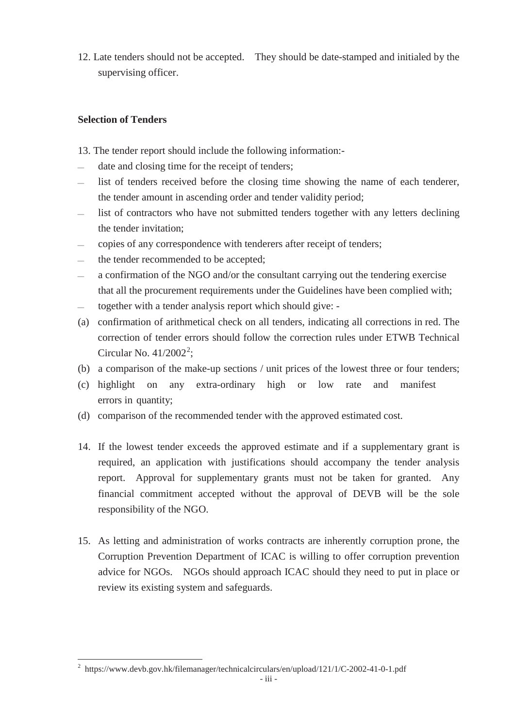12. Late tenders should not be accepted. They should be date-stamped and initialed by the supervising officer.

**Selection of Tenders**

13. The tender report should include the following information:-

- date and closing time for the receipt of tenders;
- list of tenders received before the closing time showing the name of each tenderer, the tender amount in ascending order and tender validity period;
- list of contractors who have not submitted tenders together with any letters declining the tender invitation;
- copies of any correspondence with tenderers after receipt of tenders;
- the tender recommended to be accepted;
- a confirmation of the NGO and/or the consultant carrying out the tendering exercise that all the procurement requirements under the Guidelines have been complied with;
- together with a tender analysis report which should give: -

(a) confirmation of arithmetical check on all tenders, indicating all corrections in red. The correction of tender errors should follow the correction rules under ETWB Technical Circular No. 41/2002[2];

(b) a comparison of the make-up sections / unit prices of the lowest three or four tenders;

(c) highlight on any extra-ordinary high or low rate and manifest errors in quantity;

(d) comparison of the recommended tender with the approved estimated cost.

14. If the lowest tender exceeds the approved estimate and if a supplementary grant is required, an application with justifications should accompany the tender analysis report. Approval for supplementary grants must not be taken for granted. Any financial commitment accepted without the approval of DEVB will be the sole responsibility of the NGO.

15. As letting and administration of works contracts are inherently corruption prone, the Corruption Prevention Department of ICAC is willing to offer corruption prevention advice for NGOs. NGOs should approach ICAC should they need to put in place or review its existing system and safeguards.

---

[2] https://www.devb.gov.hk/filemanager/technicalcirculars/en/upload/121/1/C-2002-41-0-1.pdf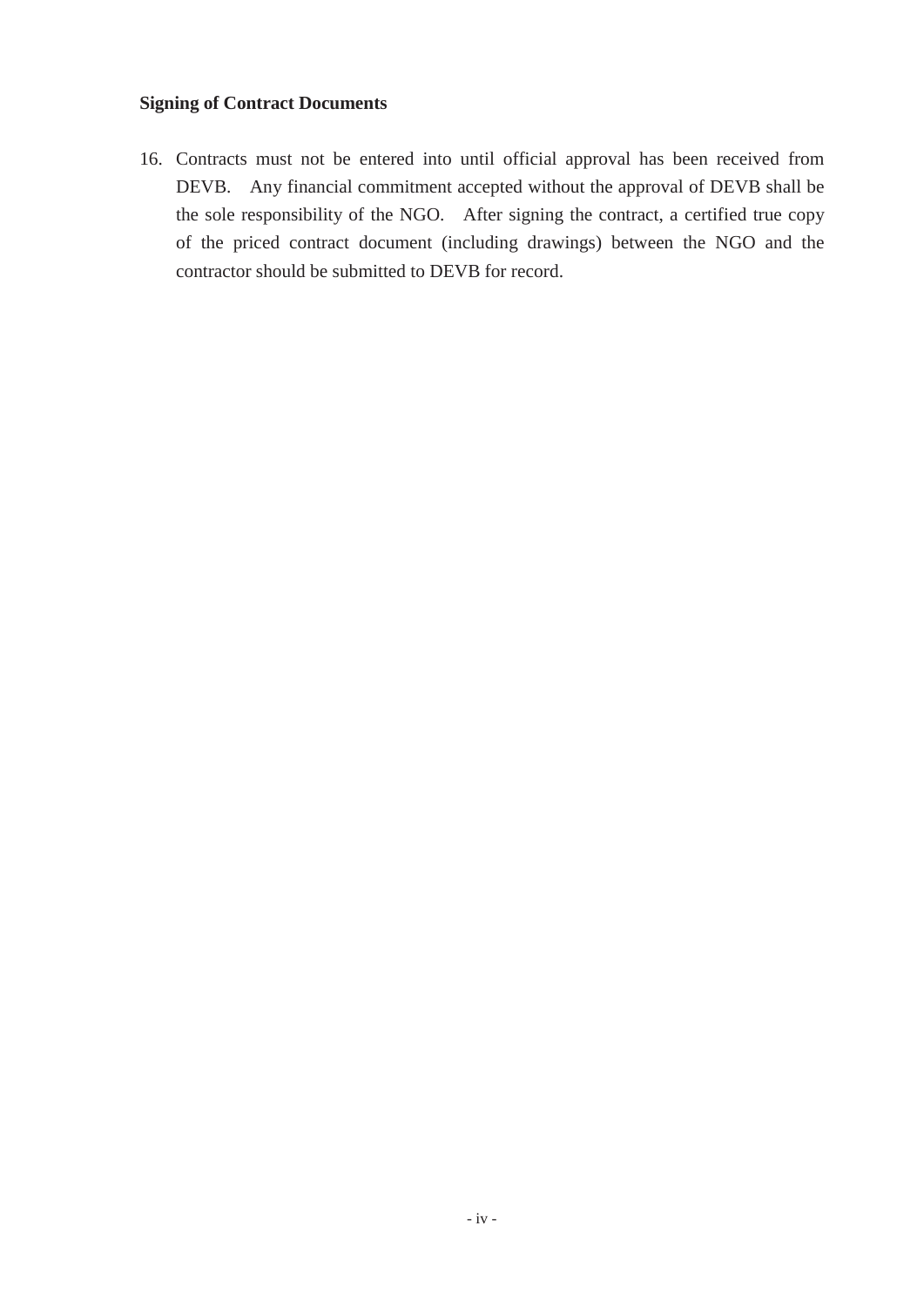**Signing of Contract Documents**

16. Contracts must not be entered into until official approval has been received from DEVB. Any financial commitment accepted without the approval of DEVB shall be the sole responsibility of the NGO. After signing the contract, a certified true copy of the priced contract document (including drawings) between the NGO and the contractor should be submitted to DEVB for record.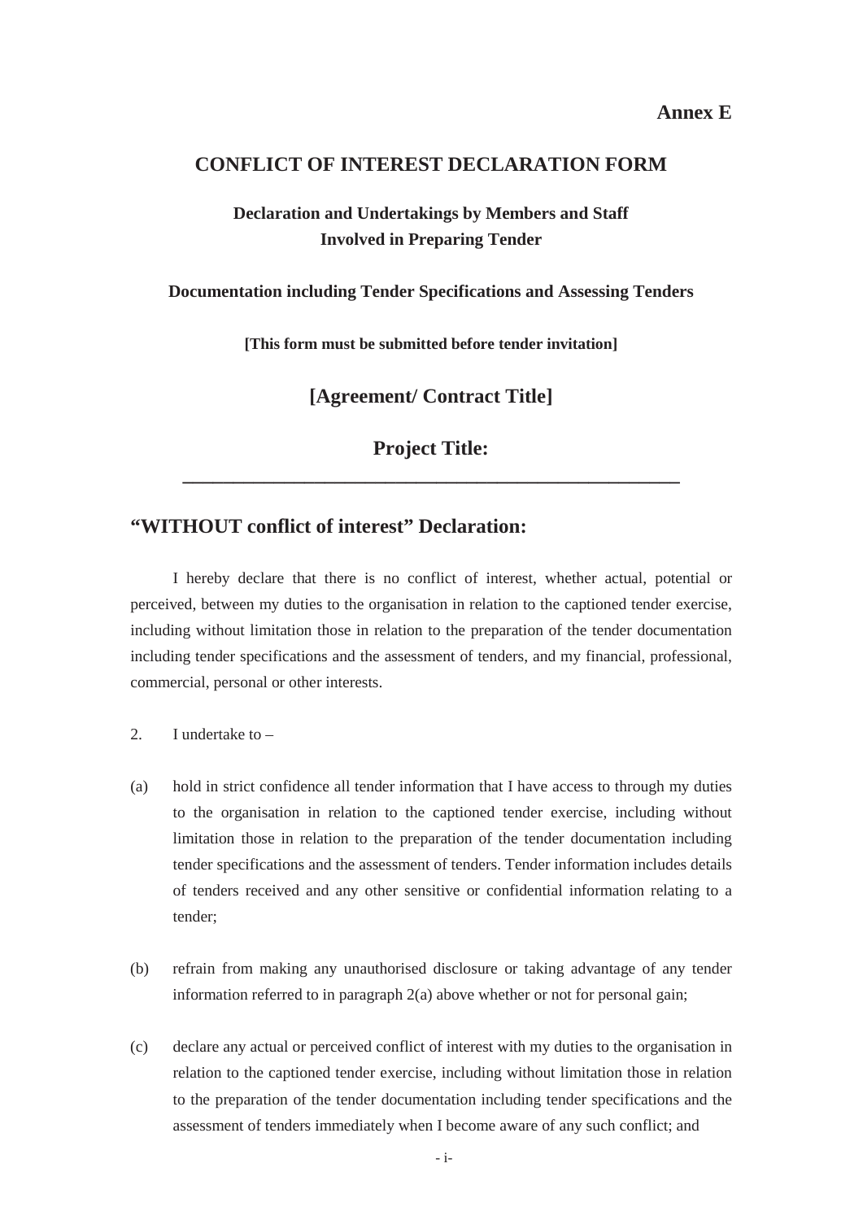**Annex E**

# CONFLICT OF INTEREST DECLARATION FORM

## Declaration and Undertakings by Members and Staff Involved in Preparing Tender

### Documentation including Tender Specifications and Assessing Tenders

**[This form must be submitted before tender invitation]**

## [Agreement/ Contract Title]

## Project Title: ____________________________________________

## "WITHOUT conflict of interest" Declaration:

I hereby declare that there is no conflict of interest, whether actual, potential or perceived, between my duties to the organisation in relation to the captioned tender exercise, including without limitation those in relation to the preparation of the tender documentation including tender specifications and the assessment of tenders, and my financial, professional, commercial, personal or other interests.

2. I undertake to –

(a) hold in strict confidence all tender information that I have access to through my duties to the organisation in relation to the captioned tender exercise, including without limitation those in relation to the preparation of the tender documentation including tender specifications and the assessment of tenders. Tender information includes details of tenders received and any other sensitive or confidential information relating to a tender;

(b) refrain from making any unauthorised disclosure or taking advantage of any tender information referred to in paragraph 2(a) above whether or not for personal gain;

(c) declare any actual or perceived conflict of interest with my duties to the organisation in relation to the captioned tender exercise, including without limitation those in relation to the preparation of the tender documentation including tender specifications and the assessment of tenders immediately when I become aware of any such conflict; and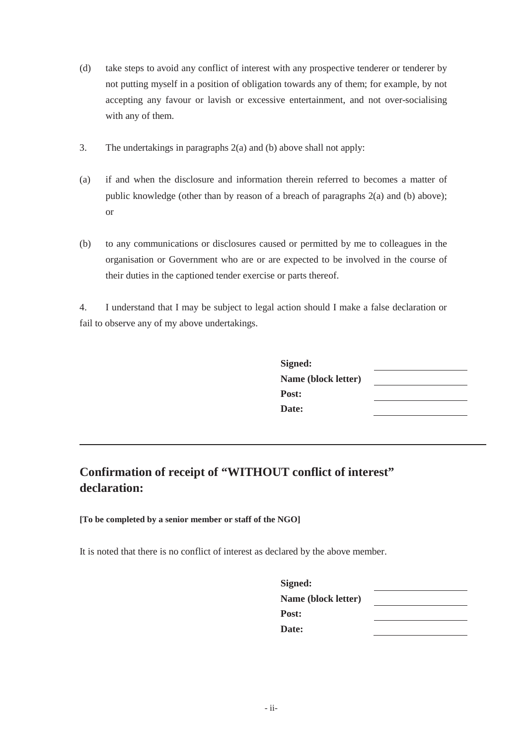(d) take steps to avoid any conflict of interest with any prospective tenderer or tenderer by not putting myself in a position of obligation towards any of them; for example, by not accepting any favour or lavish or excessive entertainment, and not over-socialising with any of them.

3. The undertakings in paragraphs 2(a) and (b) above shall not apply:

(a) if and when the disclosure and information therein referred to becomes a matter of public knowledge (other than by reason of a breach of paragraphs 2(a) and (b) above); or

(b) to any communications or disclosures caused or permitted by me to colleagues in the organisation or Government who are or are expected to be involved in the course of their duties in the captioned tender exercise or parts thereof.

4. I understand that I may be subject to legal action should I make a false declaration or fail to observe any of my above undertakings.

**Signed:** ____________________

**Name (block letter)** ____________________

**Post:** ____________________

**Date:** ____________________

---

## Confirmation of receipt of "WITHOUT conflict of interest" declaration:

**[To be completed by a senior member or staff of the NGO]**

It is noted that there is no conflict of interest as declared by the above member.

**Signed:** ____________________

**Name (block letter)** ____________________

**Post:** ____________________

**Date:** ____________________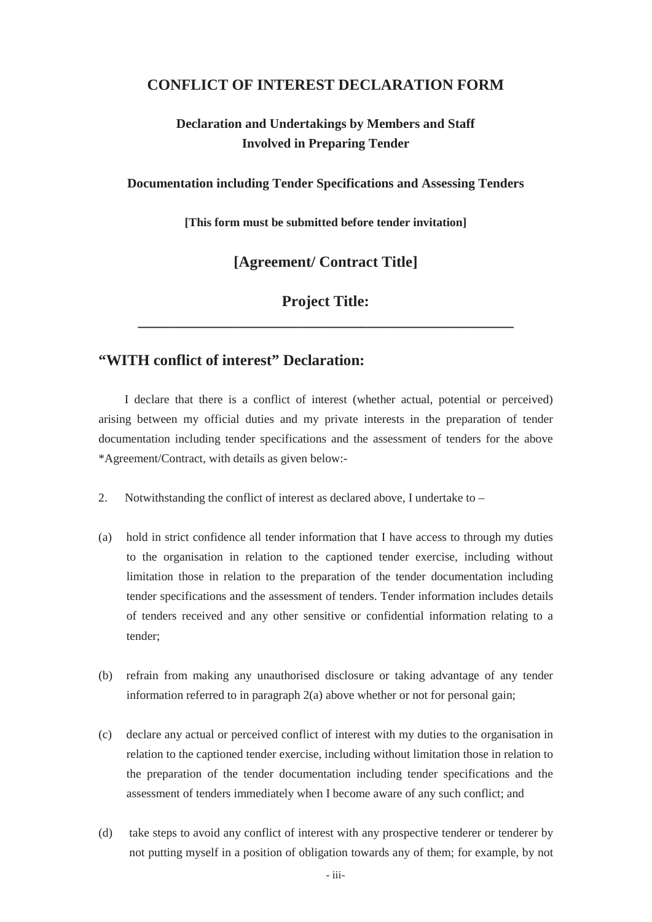# CONFLICT OF INTEREST DECLARATION FORM

**Declaration and Undertakings by Members and Staff Involved in Preparing Tender**

**Documentation including Tender Specifications and Assessing Tenders**

**[This form must be submitted before tender invitation]**

## [Agreement/ Contract Title]

## Project Title: ___________________________________________

## "WITH conflict of interest" Declaration:

I declare that there is a conflict of interest (whether actual, potential or perceived) arising between my official duties and my private interests in the preparation of tender documentation including tender specifications and the assessment of tenders for the above *Agreement/Contract, with details as given below:-

2. Notwithstanding the conflict of interest as declared above, I undertake to –

(a) hold in strict confidence all tender information that I have access to through my duties to the organisation in relation to the captioned tender exercise, including without limitation those in relation to the preparation of the tender documentation including tender specifications and the assessment of tenders. Tender information includes details of tenders received and any other sensitive or confidential information relating to a tender;

(b) refrain from making any unauthorised disclosure or taking advantage of any tender information referred to in paragraph 2(a) above whether or not for personal gain;

(c) declare any actual or perceived conflict of interest with my duties to the organisation in relation to the captioned tender exercise, including without limitation those in relation to the preparation of the tender documentation including tender specifications and the assessment of tenders immediately when I become aware of any such conflict; and

(d) take steps to avoid any conflict of interest with any prospective tenderer or tenderer by not putting myself in a position of obligation towards any of them; for example, by not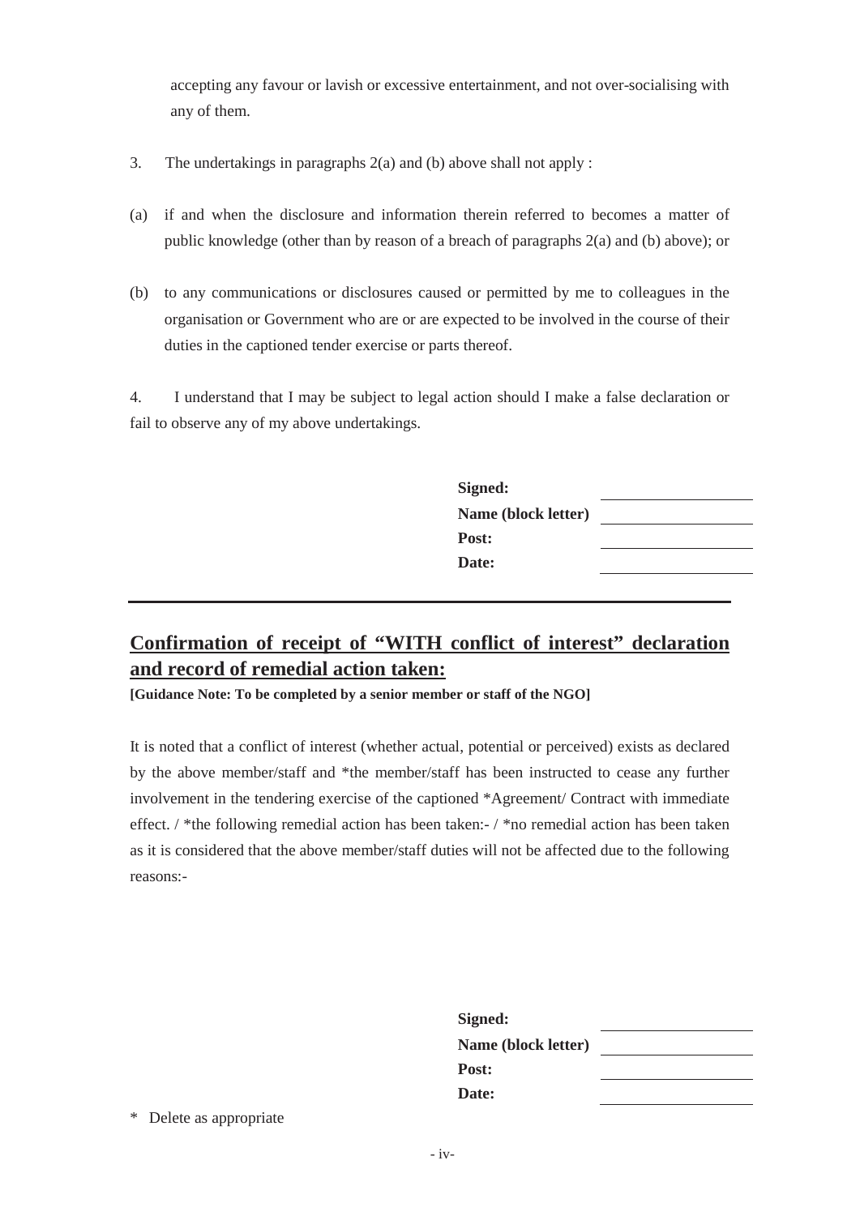accepting any favour or lavish or excessive entertainment, and not over-socialising with any of them.

3. The undertakings in paragraphs 2(a) and (b) above shall not apply :

(a) if and when the disclosure and information therein referred to becomes a matter of public knowledge (other than by reason of a breach of paragraphs 2(a) and (b) above); or

(b) to any communications or disclosures caused or permitted by me to colleagues in the organisation or Government who are or are expected to be involved in the course of their duties in the captioned tender exercise or parts thereof.

4. I understand that I may be subject to legal action should I make a false declaration or fail to observe any of my above undertakings.

**Signed:** \_\_\_\_\_\_\_\_\_\_\_\_\_\_\_\_\_\_
**Name (block letter)** \_\_\_\_\_\_\_\_\_\_\_\_\_\_\_\_\_\_
**Post:** \_\_\_\_\_\_\_\_\_\_\_\_\_\_\_\_\_\_
**Date:** \_\_\_\_\_\_\_\_\_\_\_\_\_\_\_\_\_\_

---

## Confirmation of receipt of "WITH conflict of interest" declaration and record of remedial action taken:

**[Guidance Note: To be completed by a senior member or staff of the NGO]**

It is noted that a conflict of interest (whether actual, potential or perceived) exists as declared by the above member/staff and *the member/staff has been instructed to cease any further involvement in the tendering exercise of the captioned *Agreement/ Contract with immediate effect. / *the following remedial action has been taken:- / *no remedial action has been taken as it is considered that the above member/staff duties will not be affected due to the following reasons:-

**Signed:** \_\_\_\_\_\_\_\_\_\_\_\_\_\_\_\_\_\_
**Name (block letter)** \_\_\_\_\_\_\_\_\_\_\_\_\_\_\_\_\_\_
**Post:** \_\_\_\_\_\_\_\_\_\_\_\_\_\_\_\_\_\_
**Date:** \_\_\_\_\_\_\_\_\_\_\_\_\_\_\_\_\_\_

\* Delete as appropriate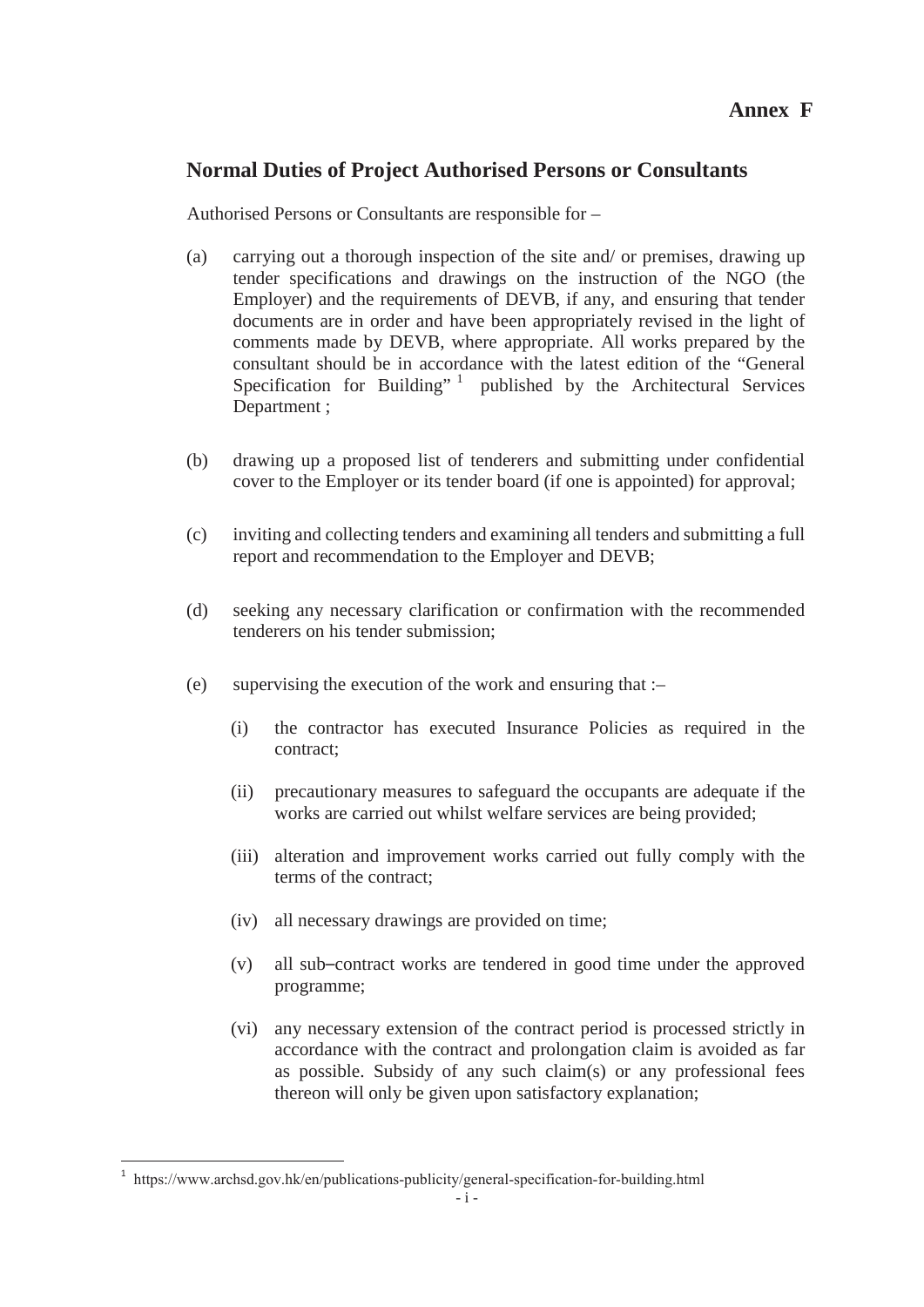**Annex F**

## Normal Duties of Project Authorised Persons or Consultants

Authorised Persons or Consultants are responsible for –

(a) carrying out a thorough inspection of the site and/ or premises, drawing up tender specifications and drawings on the instruction of the NGO (the Employer) and the requirements of DEVB, if any, and ensuring that tender documents are in order and have been appropriately revised in the light of comments made by DEVB, where appropriate. All works prepared by the consultant should be in accordance with the latest edition of the "General Specification for Building" [1] published by the Architectural Services Department ;

(b) drawing up a proposed list of tenderers and submitting under confidential cover to the Employer or its tender board (if one is appointed) for approval;

(c) inviting and collecting tenders and examining all tenders and submitting a full report and recommendation to the Employer and DEVB;

(d) seeking any necessary clarification or confirmation with the recommended tenderers on his tender submission;

(e) supervising the execution of the work and ensuring that :–

   (i) the contractor has executed Insurance Policies as required in the contract;

   (ii) precautionary measures to safeguard the occupants are adequate if the works are carried out whilst welfare services are being provided;

   (iii) alteration and improvement works carried out fully comply with the terms of the contract;

   (iv) all necessary drawings are provided on time;

   (v) all sub–contract works are tendered in good time under the approved programme;

   (vi) any necessary extension of the contract period is processed strictly in accordance with the contract and prolongation claim is avoided as far as possible. Subsidy of any such claim(s) or any professional fees thereon will only be given upon satisfactory explanation;

---

[1] https://www.archsd.gov.hk/en/publications-publicity/general-specification-for-building.html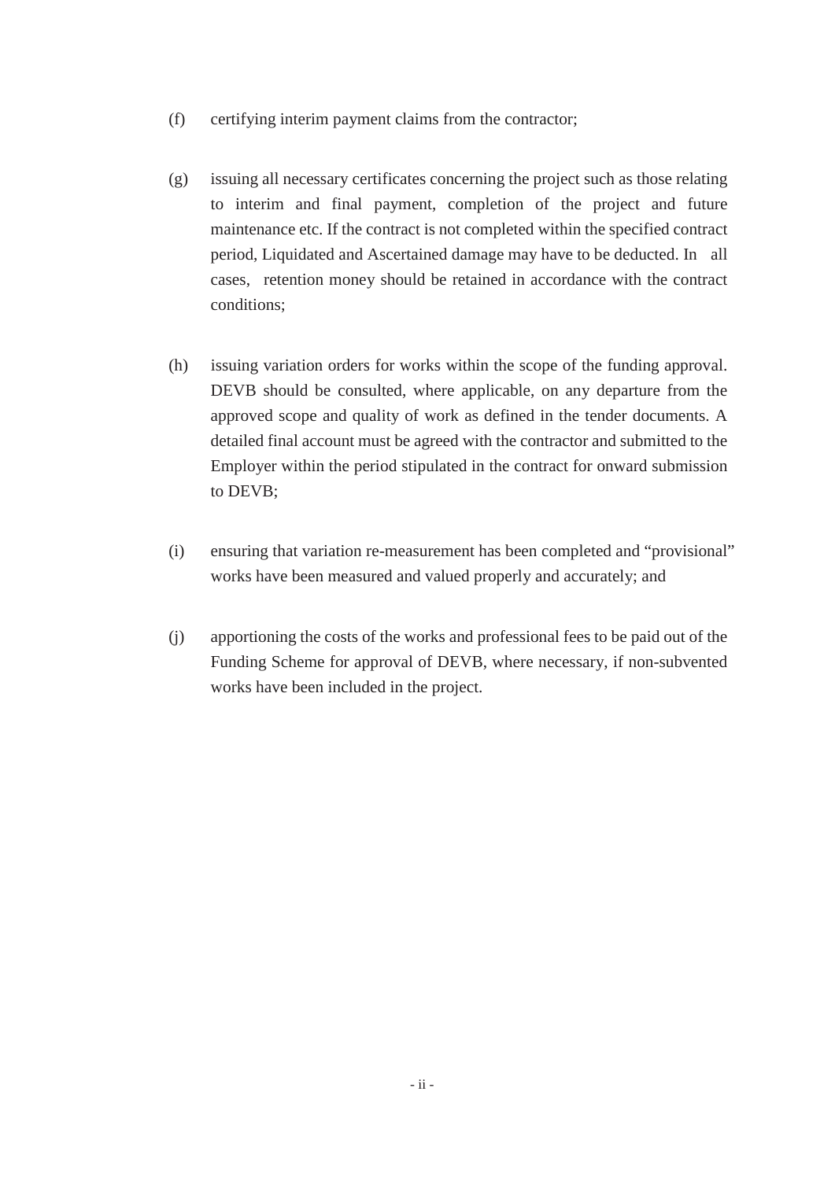(f) certifying interim payment claims from the contractor;

(g) issuing all necessary certificates concerning the project such as those relating to interim and final payment, completion of the project and future maintenance etc. If the contract is not completed within the specified contract period, Liquidated and Ascertained damage may have to be deducted. In all cases, retention money should be retained in accordance with the contract conditions;

(h) issuing variation orders for works within the scope of the funding approval. DEVB should be consulted, where applicable, on any departure from the approved scope and quality of work as defined in the tender documents. A detailed final account must be agreed with the contractor and submitted to the Employer within the period stipulated in the contract for onward submission to DEVB;

(i) ensuring that variation re-measurement has been completed and "provisional" works have been measured and valued properly and accurately; and

(j) apportioning the costs of the works and professional fees to be paid out of the Funding Scheme for approval of DEVB, where necessary, if non-subvented works have been included in the project.